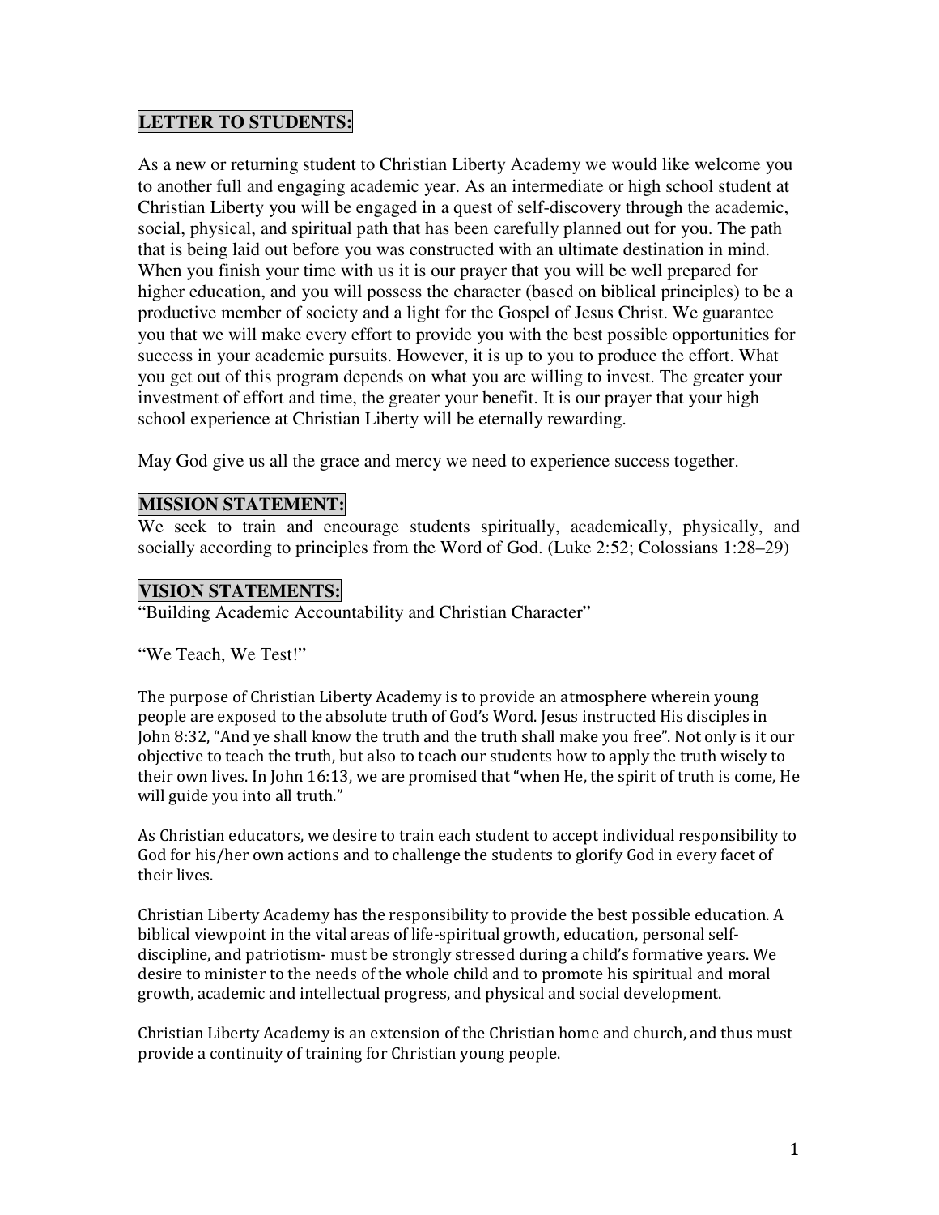## LETTER TO STUDENTS:

As a new or returning student to Christian Liberty Academy we would like welcome you to another full and engaging academic year. As an intermediate or high school student at Christian Liberty you will be engaged in a quest of self-discovery through the academic, social, physical, and spiritual path that has been carefully planned out for you. The path that is being laid out before you was constructed with an ultimate destination in mind. When you finish your time with us it is our prayer that you will be well prepared for higher education, and you will possess the character (based on biblical principles) to be a productive member of society and a light for the Gospel of Jesus Christ. We guarantee you that we will make every effort to provide you with the best possible opportunities for success in your academic pursuits. However, it is up to you to produce the effort. What you get out of this program depends on what you are willing to invest. The greater your investment of effort and time, the greater your benefit. It is our prayer that your high school experience at Christian Liberty will be eternally rewarding.

May God give us all the grace and mercy we need to experience success together.

## MISSION STATEMENT:

We seek to train and encourage students spiritually, academically, physically, and socially according to principles from the Word of God. (Luke 2:52; Colossians 1:28–29)

## VISION STATEMENTS:

"Building Academic Accountability and Christian Character"

"We Teach, We Test!"

The purpose of Christian Liberty Academy is to provide an atmosphere wherein young people are exposed to the absolute truth of God's Word. Jesus instructed His disciples in John 8:32, "And ye shall know the truth and the truth shall make you free". Not only is it our objective to teach the truth, but also to teach our students how to apply the truth wisely to their own lives. In John 16:13, we are promised that "when He, the spirit of truth is come, He will guide you into all truth."

As Christian educators, we desire to train each student to accept individual responsibility to God for his/her own actions and to challenge the students to glorify God in every facet of their lives.

Christian Liberty Academy has the responsibility to provide the best possible education. A biblical viewpoint in the vital areas of life-spiritual growth, education, personal self-discipline, and patriotism- must be strongly stressed during a child's formative years. We desire to minister to the needs of the whole child and to promote his spiritual and moral growth, academic and intellectual progress, and physical and social development.

Christian Liberty Academy is an extension of the Christian home and church, and thus must provide a continuity of training for Christian young people.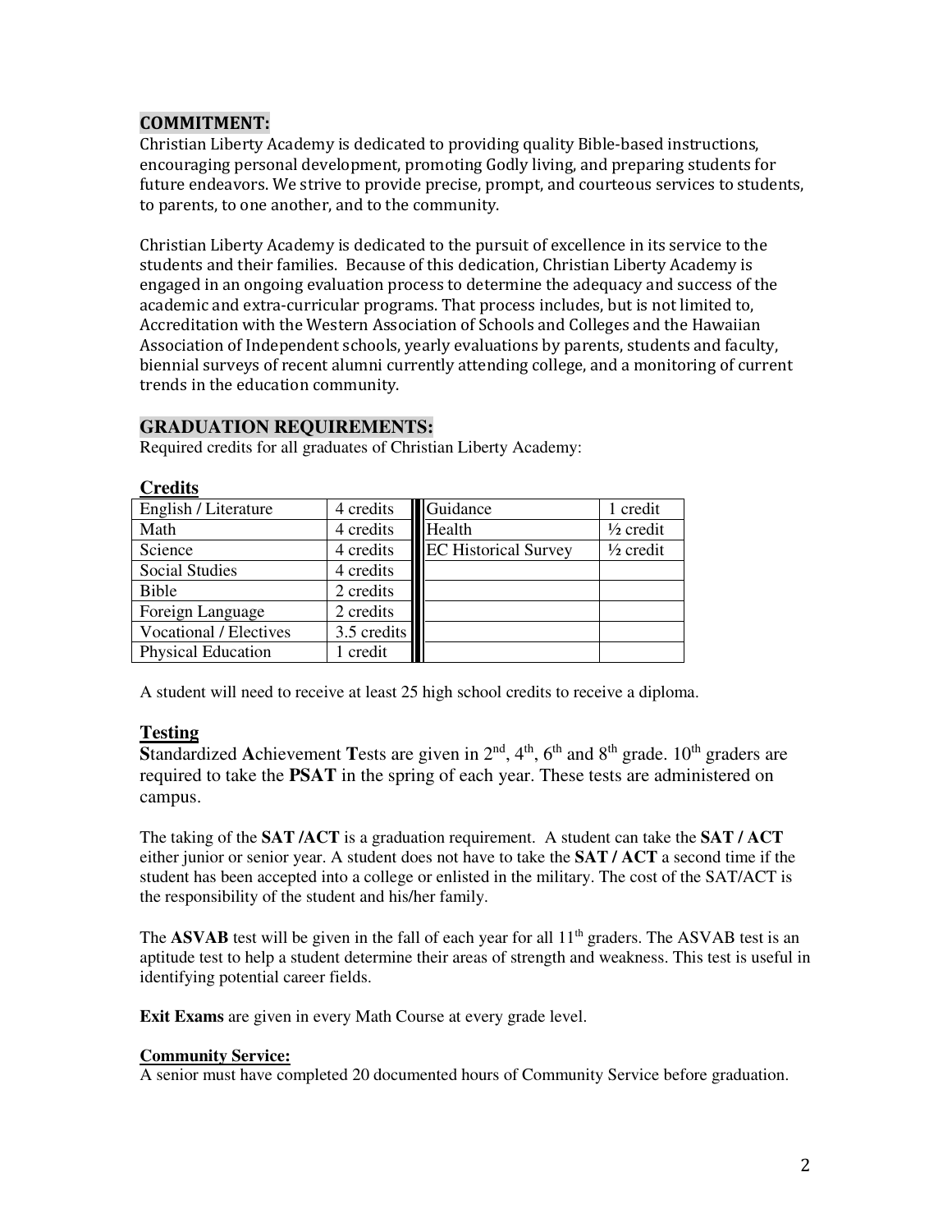## COMMITMENT:

Christian Liberty Academy is dedicated to providing quality Bible-based instructions, encouraging personal development, promoting Godly living, and preparing students for future endeavors. We strive to provide precise, prompt, and courteous services to students, to parents, to one another, and to the community.

Christian Liberty Academy is dedicated to the pursuit of excellence in its service to the students and their families. Because of this dedication, Christian Liberty Academy is engaged in an ongoing evaluation process to determine the adequacy and success of the academic and extra-curricular programs. That process includes, but is not limited to, Accreditation with the Western Association of Schools and Colleges and the Hawaiian Association of Independent schools, yearly evaluations by parents, students and faculty, biennial surveys of recent alumni currently attending college, and a monitoring of current trends in the education community.

## GRADUATION REQUIREMENTS:

Required credits for all graduates of Christian Liberty Academy:

### Credits

| Subject | Credits | Subject | Credits |
|---|---|---|---|
| English / Literature | 4 credits | Guidance | 1 credit |
| Math | 4 credits | Health | ½ credit |
| Science | 4 credits | EC Historical Survey | ½ credit |
| Social Studies | 4 credits | | |
| Bible | 2 credits | | |
| Foreign Language | 2 credits | | |
| Vocational / Electives | 3.5 credits | | |
| Physical Education | 1 credit | | |

A student will need to receive at least 25 high school credits to receive a diploma.

### Testing

**S**tandardized **A**chievement **T**ests are given in 2nd, 4th, 6th and 8th grade. 10th graders are required to take the **PSAT** in the spring of each year. These tests are administered on campus.

The taking of the **SAT /ACT** is a graduation requirement. A student can take the **SAT / ACT** either junior or senior year. A student does not have to take the **SAT / ACT** a second time if the student has been accepted into a college or enlisted in the military. The cost of the SAT/ACT is the responsibility of the student and his/her family.

The **ASVAB** test will be given in the fall of each year for all 11th graders. The ASVAB test is an aptitude test to help a student determine their areas of strength and weakness. This test is useful in identifying potential career fields.

**Exit Exams** are given in every Math Course at every grade level.

#### Community Service:

A senior must have completed 20 documented hours of Community Service before graduation.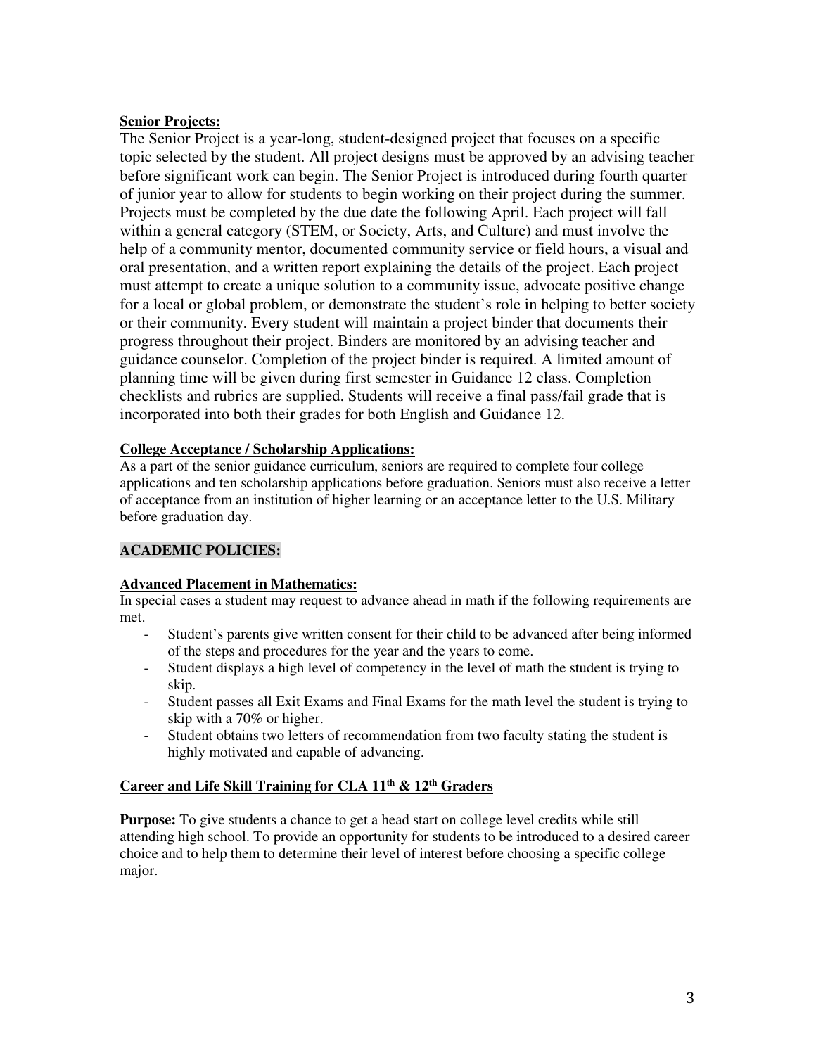**Senior Projects:**

The Senior Project is a year-long, student-designed project that focuses on a specific topic selected by the student. All project designs must be approved by an advising teacher before significant work can begin. The Senior Project is introduced during fourth quarter of junior year to allow for students to begin working on their project during the summer. Projects must be completed by the due date the following April. Each project will fall within a general category (STEM, or Society, Arts, and Culture) and must involve the help of a community mentor, documented community service or field hours, a visual and oral presentation, and a written report explaining the details of the project. Each project must attempt to create a unique solution to a community issue, advocate positive change for a local or global problem, or demonstrate the student's role in helping to better society or their community. Every student will maintain a project binder that documents their progress throughout their project. Binders are monitored by an advising teacher and guidance counselor. Completion of the project binder is required. A limited amount of planning time will be given during first semester in Guidance 12 class. Completion checklists and rubrics are supplied. Students will receive a final pass/fail grade that is incorporated into both their grades for both English and Guidance 12.

**College Acceptance / Scholarship Applications:**

As a part of the senior guidance curriculum, seniors are required to complete four college applications and ten scholarship applications before graduation. Seniors must also receive a letter of acceptance from an institution of higher learning or an acceptance letter to the U.S. Military before graduation day.

## ACADEMIC POLICIES:

**Advanced Placement in Mathematics:**

In special cases a student may request to advance ahead in math if the following requirements are met.

- Student's parents give written consent for their child to be advanced after being informed of the steps and procedures for the year and the years to come.
- Student displays a high level of competency in the level of math the student is trying to skip.
- Student passes all Exit Exams and Final Exams for the math level the student is trying to skip with a 70% or higher.
- Student obtains two letters of recommendation from two faculty stating the student is highly motivated and capable of advancing.

**Career and Life Skill Training for CLA 11th & 12th Graders**

**Purpose:** To give students a chance to get a head start on college level credits while still attending high school. To provide an opportunity for students to be introduced to a desired career choice and to help them to determine their level of interest before choosing a specific college major.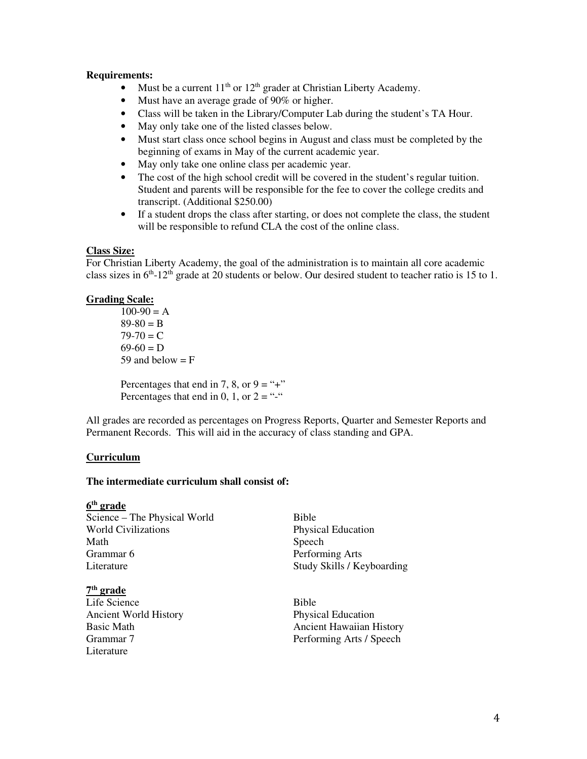**Requirements:**

- Must be a current 11th or 12th grader at Christian Liberty Academy.
- Must have an average grade of 90% or higher.
- Class will be taken in the Library/Computer Lab during the student's TA Hour.
- May only take one of the listed classes below.
- Must start class once school begins in August and class must be completed by the beginning of exams in May of the current academic year.
- May only take one online class per academic year.
- The cost of the high school credit will be covered in the student's regular tuition. Student and parents will be responsible for the fee to cover the college credits and transcript. (Additional $250.00)
- If a student drops the class after starting, or does not complete the class, the student will be responsible to refund CLA the cost of the online class.

**Class Size:**

For Christian Liberty Academy, the goal of the administration is to maintain all core academic class sizes in 6th-12th grade at 20 students or below. Our desired student to teacher ratio is 15 to 1.

**Grading Scale:**

100-90 = A
89-80 = B
79-70 = C
69-60 = D
59 and below = F

Percentages that end in 7, 8, or 9 = "+"
Percentages that end in 0, 1, or 2 = "-"

All grades are recorded as percentages on Progress Reports, Quarter and Semester Reports and Permanent Records. This will aid in the accuracy of class standing and GPA.

**Curriculum**

**The intermediate curriculum shall consist of:**

**6th grade**

Science – The Physical World
World Civilizations
Math
Grammar 6
Literature
Bible
Physical Education
Speech
Performing Arts
Study Skills / Keyboarding

**7th grade**

Life Science
Ancient World History
Basic Math
Grammar 7
Literature
Bible
Physical Education
Ancient Hawaiian History
Performing Arts / Speech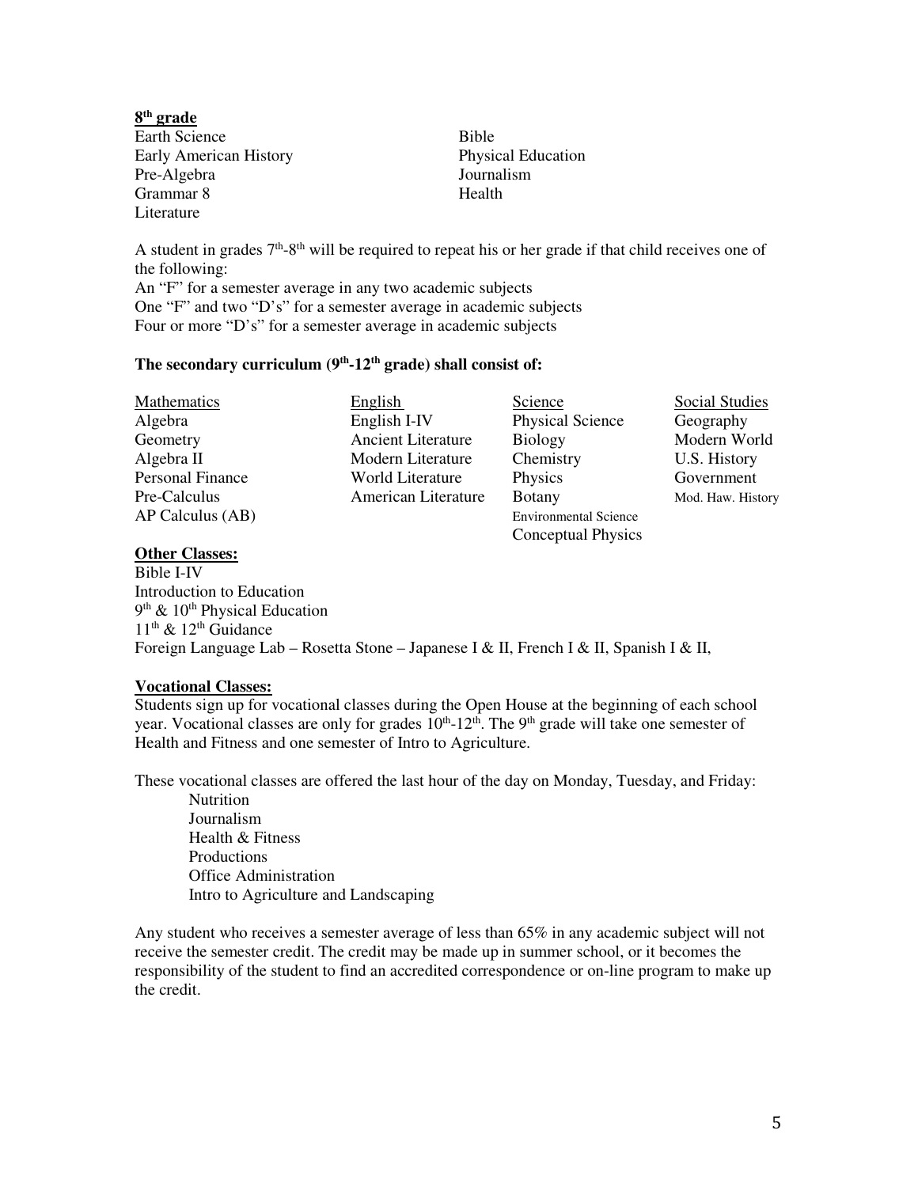**8th grade**

| | |
|---|---|
| Earth Science | Bible |
| Early American History | Physical Education |
| Pre-Algebra | Journalism |
| Grammar 8 | Health |
| Literature | |

A student in grades 7th-8th will be required to repeat his or her grade if that child receives one of the following:

An "F" for a semester average in any two academic subjects
One "F" and two "D's" for a semester average in academic subjects
Four or more "D's" for a semester average in academic subjects

**The secondary curriculum (9th-12th grade) shall consist of:**

| Mathematics | English | Science | Social Studies |
|---|---|---|---|
| Algebra | English I-IV | Physical Science | Geography |
| Geometry | Ancient Literature | Biology | Modern World |
| Algebra II | Modern Literature | Chemistry | U.S. History |
| Personal Finance | World Literature | Physics | Government |
| Pre-Calculus | American Literature | Botany | Mod. Haw. History |
| AP Calculus (AB) | | Environmental Science | |
| | | Conceptual Physics | |

**Other Classes:**

Bible I-IV
Introduction to Education
9th & 10th Physical Education
11th & 12th Guidance
Foreign Language Lab – Rosetta Stone – Japanese I & II, French I & II, Spanish I & II,

**Vocational Classes:**

Students sign up for vocational classes during the Open House at the beginning of each school year. Vocational classes are only for grades 10th-12th. The 9th grade will take one semester of Health and Fitness and one semester of Intro to Agriculture.

These vocational classes are offered the last hour of the day on Monday, Tuesday, and Friday:

- Nutrition
- Journalism
- Health & Fitness
- Productions
- Office Administration
- Intro to Agriculture and Landscaping

Any student who receives a semester average of less than 65% in any academic subject will not receive the semester credit. The credit may be made up in summer school, or it becomes the responsibility of the student to find an accredited correspondence or on-line program to make up the credit.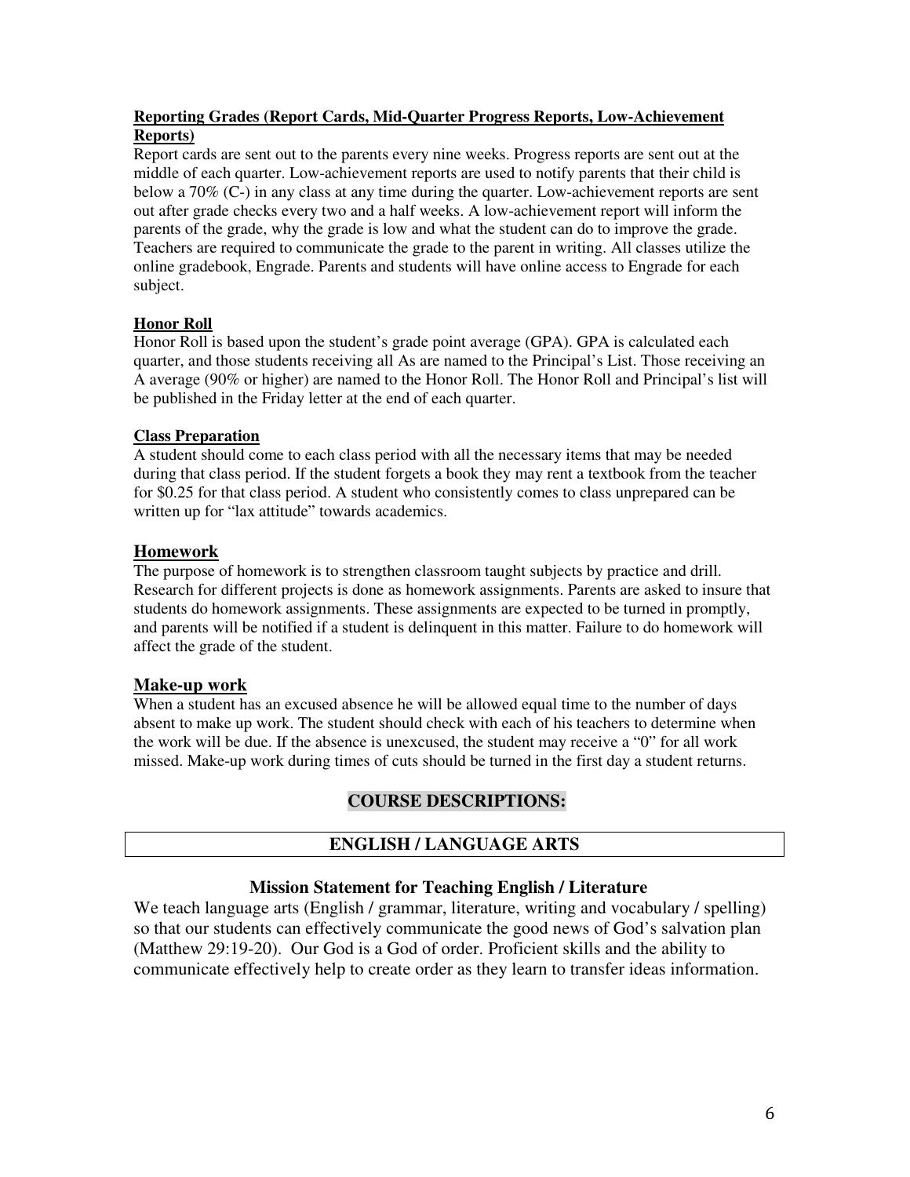**Reporting Grades (Report Cards, Mid-Quarter Progress Reports, Low-Achievement Reports)**

Report cards are sent out to the parents every nine weeks. Progress reports are sent out at the middle of each quarter. Low-achievement reports are used to notify parents that their child is below a 70% (C-) in any class at any time during the quarter. Low-achievement reports are sent out after grade checks every two and a half weeks. A low-achievement report will inform the parents of the grade, why the grade is low and what the student can do to improve the grade. Teachers are required to communicate the grade to the parent in writing. All classes utilize the online gradebook, Engrade. Parents and students will have online access to Engrade for each subject.

**Honor Roll**

Honor Roll is based upon the student's grade point average (GPA). GPA is calculated each quarter, and those students receiving all As are named to the Principal's List. Those receiving an A average (90% or higher) are named to the Honor Roll. The Honor Roll and Principal's list will be published in the Friday letter at the end of each quarter.

**Class Preparation**

A student should come to each class period with all the necessary items that may be needed during that class period. If the student forgets a book they may rent a textbook from the teacher for $0.25 for that class period. A student who consistently comes to class unprepared can be written up for "lax attitude" towards academics.

## Homework

The purpose of homework is to strengthen classroom taught subjects by practice and drill. Research for different projects is done as homework assignments. Parents are asked to insure that students do homework assignments. These assignments are expected to be turned in promptly, and parents will be notified if a student is delinquent in this matter. Failure to do homework will affect the grade of the student.

## Make-up work

When a student has an excused absence he will be allowed equal time to the number of days absent to make up work. The student should check with each of his teachers to determine when the work will be due. If the absence is unexcused, the student may receive a "0" for all work missed. Make-up work during times of cuts should be turned in the first day a student returns.

# COURSE DESCRIPTIONS:

## ENGLISH / LANGUAGE ARTS

### Mission Statement for Teaching English / Literature

We teach language arts (English / grammar, literature, writing and vocabulary / spelling) so that our students can effectively communicate the good news of God's salvation plan (Matthew 29:19-20). Our God is a God of order. Proficient skills and the ability to communicate effectively help to create order as they learn to transfer ideas information.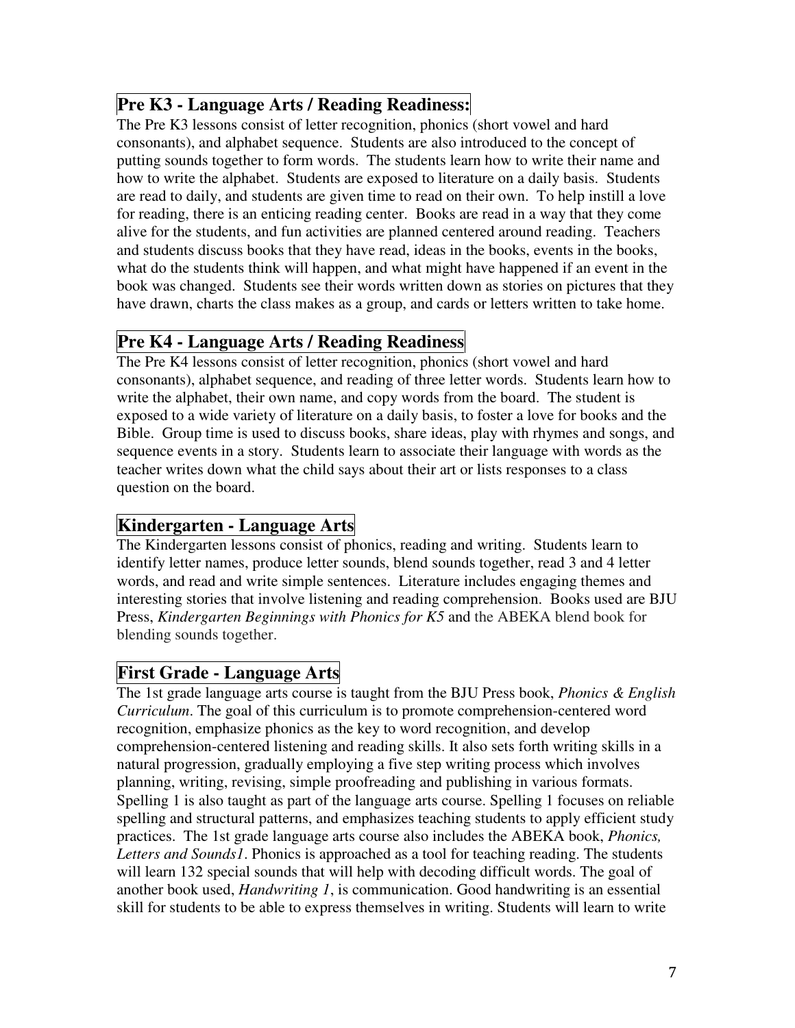## Pre K3 - Language Arts / Reading Readiness:

The Pre K3 lessons consist of letter recognition, phonics (short vowel and hard consonants), and alphabet sequence. Students are also introduced to the concept of putting sounds together to form words. The students learn how to write their name and how to write the alphabet. Students are exposed to literature on a daily basis. Students are read to daily, and students are given time to read on their own. To help instill a love for reading, there is an enticing reading center. Books are read in a way that they come alive for the students, and fun activities are planned centered around reading. Teachers and students discuss books that they have read, ideas in the books, events in the books, what do the students think will happen, and what might have happened if an event in the book was changed. Students see their words written down as stories on pictures that they have drawn, charts the class makes as a group, and cards or letters written to take home.

## Pre K4 - Language Arts / Reading Readiness

The Pre K4 lessons consist of letter recognition, phonics (short vowel and hard consonants), alphabet sequence, and reading of three letter words. Students learn how to write the alphabet, their own name, and copy words from the board. The student is exposed to a wide variety of literature on a daily basis, to foster a love for books and the Bible. Group time is used to discuss books, share ideas, play with rhymes and songs, and sequence events in a story. Students learn to associate their language with words as the teacher writes down what the child says about their art or lists responses to a class question on the board.

## Kindergarten - Language Arts

The Kindergarten lessons consist of phonics, reading and writing. Students learn to identify letter names, produce letter sounds, blend sounds together, read 3 and 4 letter words, and read and write simple sentences. Literature includes engaging themes and interesting stories that involve listening and reading comprehension. Books used are BJU Press, *Kindergarten Beginnings with Phonics for K5* and the ABEKA blend book for blending sounds together.

## First Grade - Language Arts

The 1st grade language arts course is taught from the BJU Press book, *Phonics & English Curriculum*. The goal of this curriculum is to promote comprehension-centered word recognition, emphasize phonics as the key to word recognition, and develop comprehension-centered listening and reading skills. It also sets forth writing skills in a natural progression, gradually employing a five step writing process which involves planning, writing, revising, simple proofreading and publishing in various formats. Spelling 1 is also taught as part of the language arts course. Spelling 1 focuses on reliable spelling and structural patterns, and emphasizes teaching students to apply efficient study practices. The 1st grade language arts course also includes the ABEKA book, *Phonics, Letters and Sounds1*. Phonics is approached as a tool for teaching reading. The students will learn 132 special sounds that will help with decoding difficult words. The goal of another book used, *Handwriting 1*, is communication. Good handwriting is an essential skill for students to be able to express themselves in writing. Students will learn to write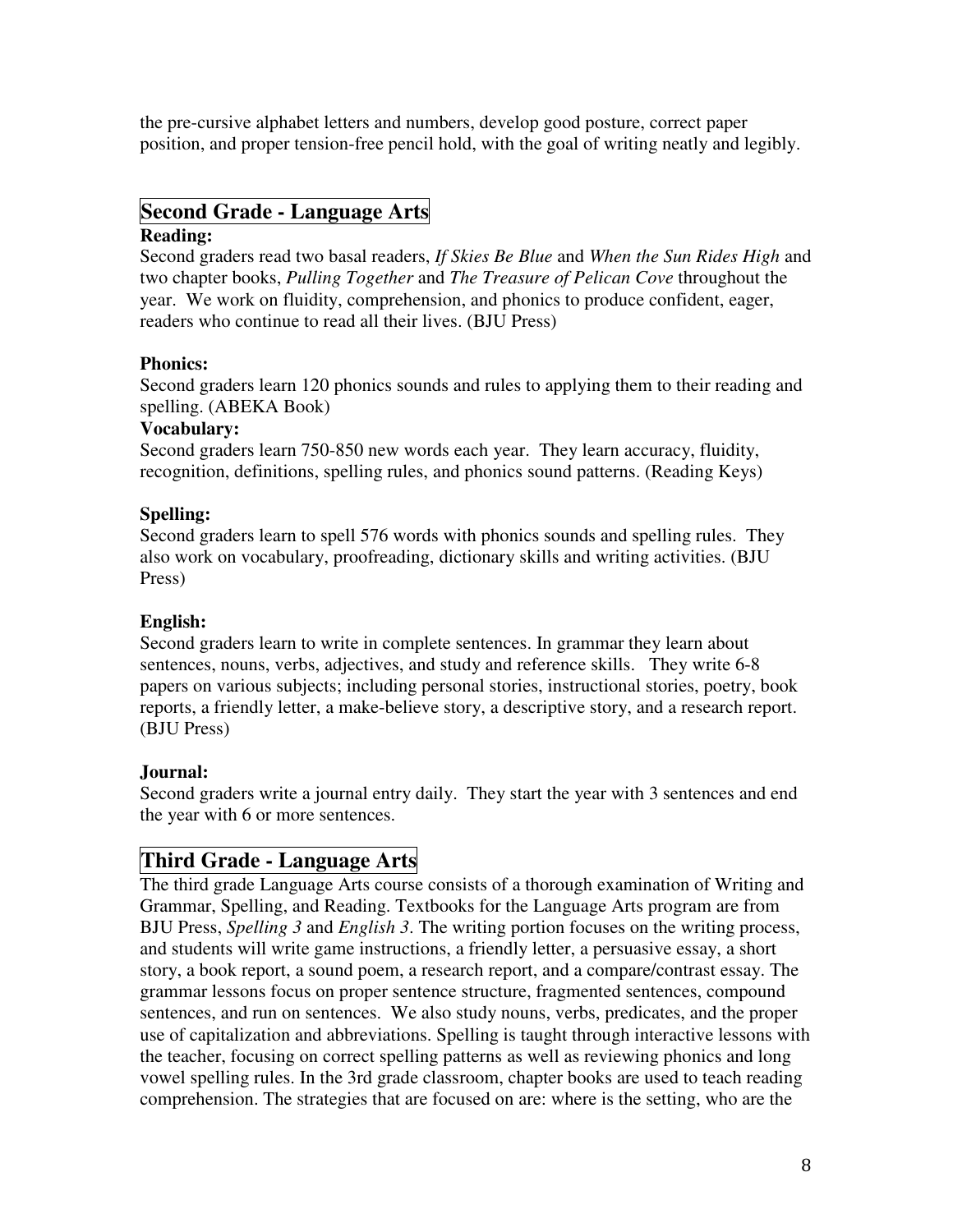the pre-cursive alphabet letters and numbers, develop good posture, correct paper position, and proper tension-free pencil hold, with the goal of writing neatly and legibly.

## Second Grade - Language Arts

**Reading:**

Second graders read two basal readers, *If Skies Be Blue* and *When the Sun Rides High* and two chapter books, *Pulling Together* and *The Treasure of Pelican Cove* throughout the year. We work on fluidity, comprehension, and phonics to produce confident, eager, readers who continue to read all their lives. (BJU Press)

**Phonics:**

Second graders learn 120 phonics sounds and rules to applying them to their reading and spelling. (ABEKA Book)

**Vocabulary:**

Second graders learn 750-850 new words each year. They learn accuracy, fluidity, recognition, definitions, spelling rules, and phonics sound patterns. (Reading Keys)

**Spelling:**

Second graders learn to spell 576 words with phonics sounds and spelling rules. They also work on vocabulary, proofreading, dictionary skills and writing activities. (BJU Press)

**English:**

Second graders learn to write in complete sentences. In grammar they learn about sentences, nouns, verbs, adjectives, and study and reference skills. They write 6-8 papers on various subjects; including personal stories, instructional stories, poetry, book reports, a friendly letter, a make-believe story, a descriptive story, and a research report. (BJU Press)

**Journal:**

Second graders write a journal entry daily. They start the year with 3 sentences and end the year with 6 or more sentences.

## Third Grade - Language Arts

The third grade Language Arts course consists of a thorough examination of Writing and Grammar, Spelling, and Reading. Textbooks for the Language Arts program are from BJU Press, *Spelling 3* and *English 3*. The writing portion focuses on the writing process, and students will write game instructions, a friendly letter, a persuasive essay, a short story, a book report, a sound poem, a research report, and a compare/contrast essay. The grammar lessons focus on proper sentence structure, fragmented sentences, compound sentences, and run on sentences. We also study nouns, verbs, predicates, and the proper use of capitalization and abbreviations. Spelling is taught through interactive lessons with the teacher, focusing on correct spelling patterns as well as reviewing phonics and long vowel spelling rules. In the 3rd grade classroom, chapter books are used to teach reading comprehension. The strategies that are focused on are: where is the setting, who are the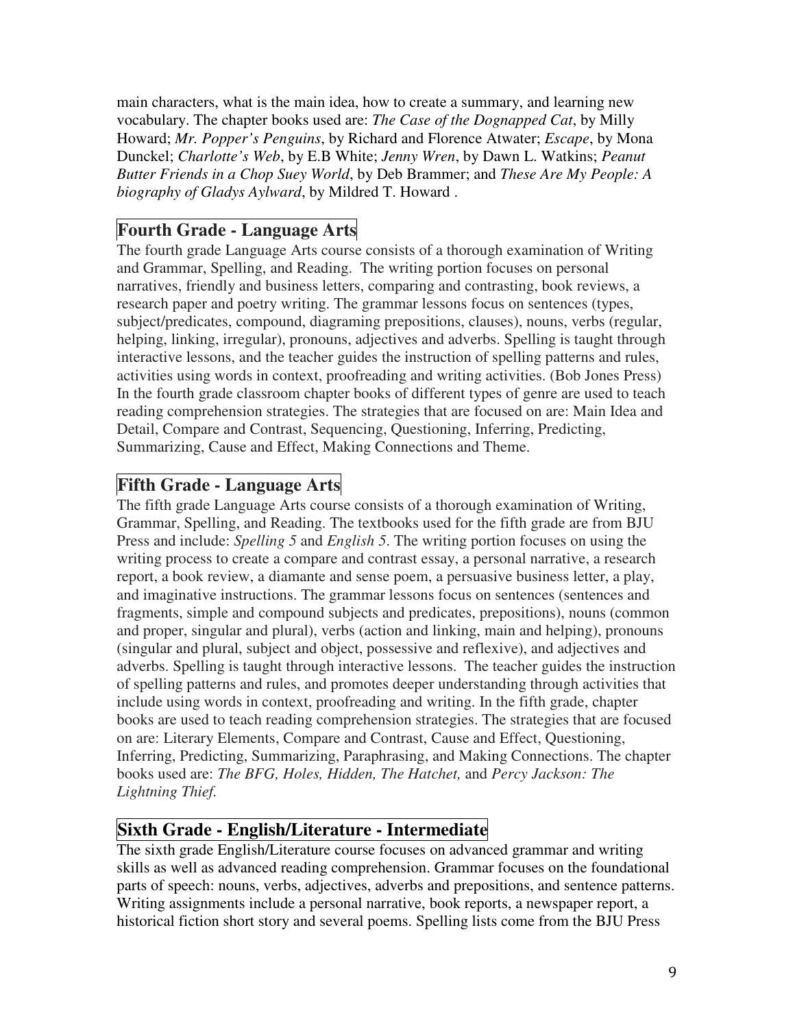main characters, what is the main idea, how to create a summary, and learning new vocabulary. The chapter books used are: *The Case of the Dognapped Cat*, by Milly Howard; *Mr. Popper's Penguins*, by Richard and Florence Atwater; *Escape*, by Mona Dunckel; *Charlotte's Web*, by E.B White; *Jenny Wren*, by Dawn L. Watkins; *Peanut Butter Friends in a Chop Suey World*, by Deb Brammer; and *These Are My People: A biography of Gladys Aylward*, by Mildred T. Howard .

## Fourth Grade - Language Arts

The fourth grade Language Arts course consists of a thorough examination of Writing and Grammar, Spelling, and Reading. The writing portion focuses on personal narratives, friendly and business letters, comparing and contrasting, book reviews, a research paper and poetry writing. The grammar lessons focus on sentences (types, subject/predicates, compound, diagraming prepositions, clauses), nouns, verbs (regular, helping, linking, irregular), pronouns, adjectives and adverbs. Spelling is taught through interactive lessons, and the teacher guides the instruction of spelling patterns and rules, activities using words in context, proofreading and writing activities. (Bob Jones Press) In the fourth grade classroom chapter books of different types of genre are used to teach reading comprehension strategies. The strategies that are focused on are: Main Idea and Detail, Compare and Contrast, Sequencing, Questioning, Inferring, Predicting, Summarizing, Cause and Effect, Making Connections and Theme.

## Fifth Grade - Language Arts

The fifth grade Language Arts course consists of a thorough examination of Writing, Grammar, Spelling, and Reading. The textbooks used for the fifth grade are from BJU Press and include: *Spelling 5* and *English 5*. The writing portion focuses on using the writing process to create a compare and contrast essay, a personal narrative, a research report, a book review, a diamante and sense poem, a persuasive business letter, a play, and imaginative instructions. The grammar lessons focus on sentences (sentences and fragments, simple and compound subjects and predicates, prepositions), nouns (common and proper, singular and plural), verbs (action and linking, main and helping), pronouns (singular and plural, subject and object, possessive and reflexive), and adjectives and adverbs. Spelling is taught through interactive lessons. The teacher guides the instruction of spelling patterns and rules, and promotes deeper understanding through activities that include using words in context, proofreading and writing. In the fifth grade, chapter books are used to teach reading comprehension strategies. The strategies that are focused on are: Literary Elements, Compare and Contrast, Cause and Effect, Questioning, Inferring, Predicting, Summarizing, Paraphrasing, and Making Connections. The chapter books used are: *The BFG, Holes, Hidden, The Hatchet,* and *Percy Jackson: The Lightning Thief.*

## Sixth Grade - English/Literature - Intermediate

The sixth grade English/Literature course focuses on advanced grammar and writing skills as well as advanced reading comprehension. Grammar focuses on the foundational parts of speech: nouns, verbs, adjectives, adverbs and prepositions, and sentence patterns. Writing assignments include a personal narrative, book reports, a newspaper report, a historical fiction short story and several poems. Spelling lists come from the BJU Press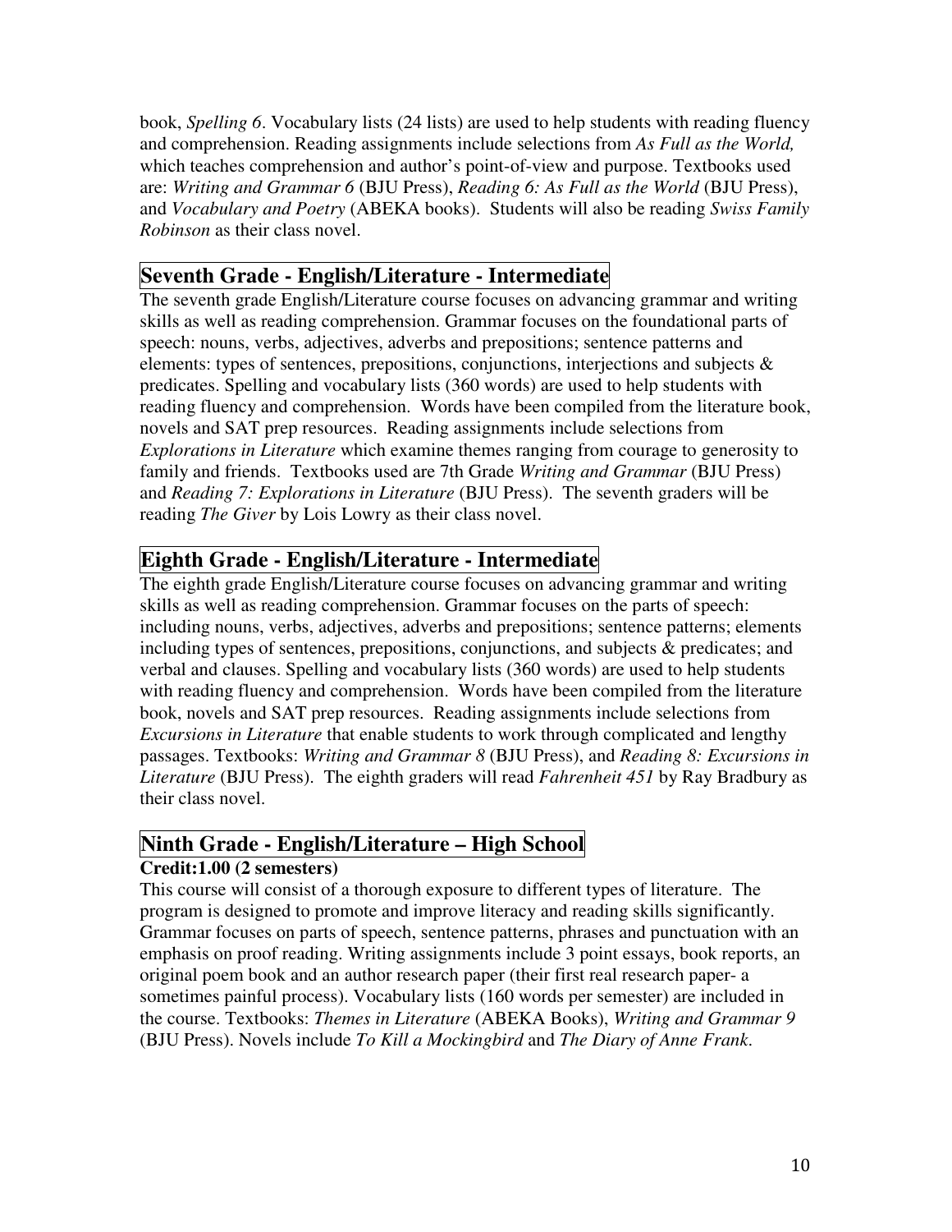book, *Spelling 6*. Vocabulary lists (24 lists) are used to help students with reading fluency and comprehension. Reading assignments include selections from *As Full as the World,* which teaches comprehension and author's point-of-view and purpose. Textbooks used are: *Writing and Grammar 6* (BJU Press), *Reading 6: As Full as the World* (BJU Press), and *Vocabulary and Poetry* (ABEKA books). Students will also be reading *Swiss Family Robinson* as their class novel.

## Seventh Grade - English/Literature - Intermediate

The seventh grade English/Literature course focuses on advancing grammar and writing skills as well as reading comprehension. Grammar focuses on the foundational parts of speech: nouns, verbs, adjectives, adverbs and prepositions; sentence patterns and elements: types of sentences, prepositions, conjunctions, interjections and subjects & predicates. Spelling and vocabulary lists (360 words) are used to help students with reading fluency and comprehension. Words have been compiled from the literature book, novels and SAT prep resources. Reading assignments include selections from *Explorations in Literature* which examine themes ranging from courage to generosity to family and friends. Textbooks used are 7th Grade *Writing and Grammar* (BJU Press) and *Reading 7: Explorations in Literature* (BJU Press). The seventh graders will be reading *The Giver* by Lois Lowry as their class novel.

## Eighth Grade - English/Literature - Intermediate

The eighth grade English/Literature course focuses on advancing grammar and writing skills as well as reading comprehension. Grammar focuses on the parts of speech: including nouns, verbs, adjectives, adverbs and prepositions; sentence patterns; elements including types of sentences, prepositions, conjunctions, and subjects & predicates; and verbal and clauses. Spelling and vocabulary lists (360 words) are used to help students with reading fluency and comprehension. Words have been compiled from the literature book, novels and SAT prep resources. Reading assignments include selections from *Excursions in Literature* that enable students to work through complicated and lengthy passages. Textbooks: *Writing and Grammar 8* (BJU Press), and *Reading 8: Excursions in Literature* (BJU Press). The eighth graders will read *Fahrenheit 451* by Ray Bradbury as their class novel.

## Ninth Grade - English/Literature – High School

**Credit:1.00 (2 semesters)**

This course will consist of a thorough exposure to different types of literature. The program is designed to promote and improve literacy and reading skills significantly. Grammar focuses on parts of speech, sentence patterns, phrases and punctuation with an emphasis on proof reading. Writing assignments include 3 point essays, book reports, an original poem book and an author research paper (their first real research paper- a sometimes painful process). Vocabulary lists (160 words per semester) are included in the course. Textbooks: *Themes in Literature* (ABEKA Books), *Writing and Grammar 9* (BJU Press). Novels include *To Kill a Mockingbird* and *The Diary of Anne Frank*.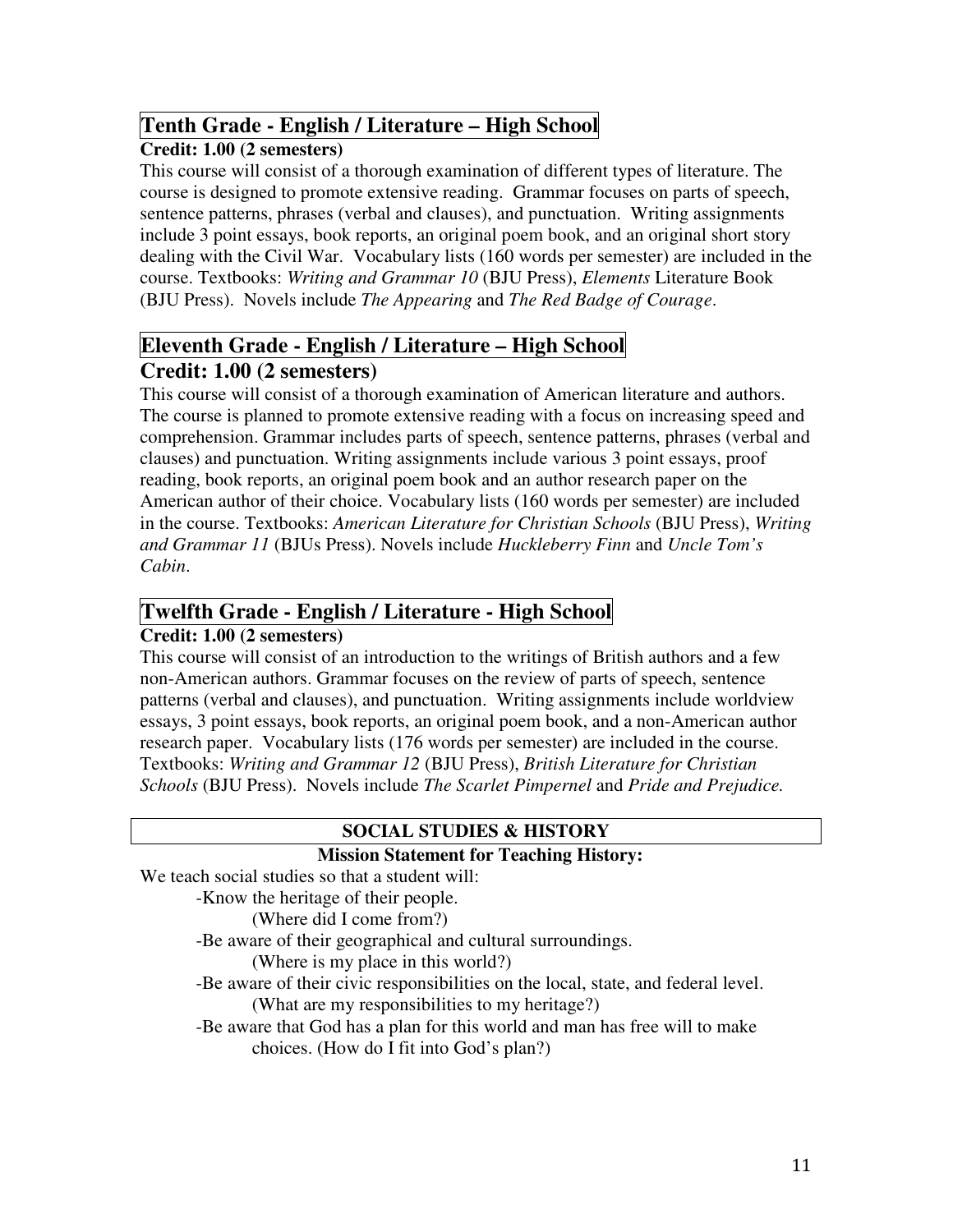## Tenth Grade - English / Literature – High School

**Credit: 1.00 (2 semesters)**

This course will consist of a thorough examination of different types of literature. The course is designed to promote extensive reading. Grammar focuses on parts of speech, sentence patterns, phrases (verbal and clauses), and punctuation. Writing assignments include 3 point essays, book reports, an original poem book, and an original short story dealing with the Civil War. Vocabulary lists (160 words per semester) are included in the course. Textbooks: *Writing and Grammar 10* (BJU Press), *Elements* Literature Book (BJU Press). Novels include *The Appearing* and *The Red Badge of Courage*.

## Eleventh Grade - English / Literature – High School

### Credit: 1.00 (2 semesters)

This course will consist of a thorough examination of American literature and authors. The course is planned to promote extensive reading with a focus on increasing speed and comprehension. Grammar includes parts of speech, sentence patterns, phrases (verbal and clauses) and punctuation. Writing assignments include various 3 point essays, proof reading, book reports, an original poem book and an author research paper on the American author of their choice. Vocabulary lists (160 words per semester) are included in the course. Textbooks: *American Literature for Christian Schools* (BJU Press), *Writing and Grammar 11* (BJUs Press). Novels include *Huckleberry Finn* and *Uncle Tom's Cabin*.

## Twelfth Grade - English / Literature - High School

**Credit: 1.00 (2 semesters)**

This course will consist of an introduction to the writings of British authors and a few non-American authors. Grammar focuses on the review of parts of speech, sentence patterns (verbal and clauses), and punctuation. Writing assignments include worldview essays, 3 point essays, book reports, an original poem book, and a non-American author research paper. Vocabulary lists (176 words per semester) are included in the course. Textbooks: *Writing and Grammar 12* (BJU Press), *British Literature for Christian Schools* (BJU Press). Novels include *The Scarlet Pimpernel* and *Pride and Prejudice.*

## SOCIAL STUDIES & HISTORY

**Mission Statement for Teaching History:**

We teach social studies so that a student will:

- Know the heritage of their people.
  (Where did I come from?)
- Be aware of their geographical and cultural surroundings.
  (Where is my place in this world?)
- Be aware of their civic responsibilities on the local, state, and federal level.
  (What are my responsibilities to my heritage?)
- Be aware that God has a plan for this world and man has free will to make choices. (How do I fit into God's plan?)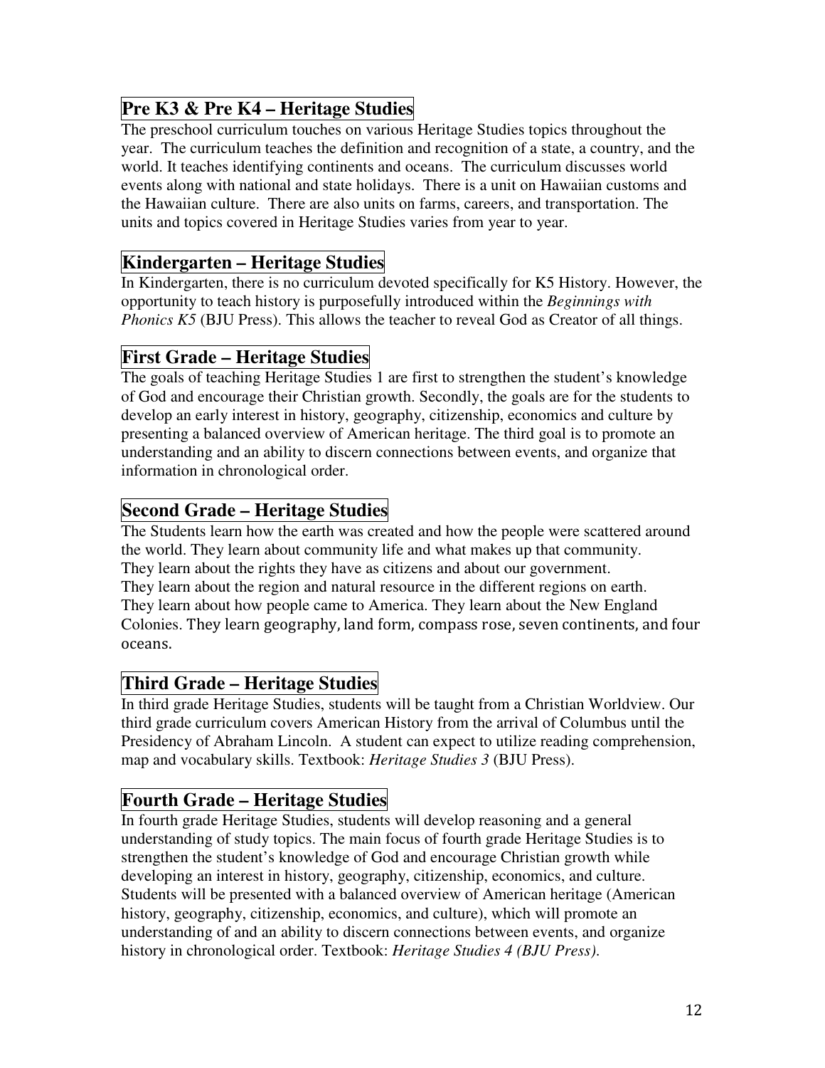## Pre K3 & Pre K4 – Heritage Studies

The preschool curriculum touches on various Heritage Studies topics throughout the year. The curriculum teaches the definition and recognition of a state, a country, and the world. It teaches identifying continents and oceans. The curriculum discusses world events along with national and state holidays. There is a unit on Hawaiian customs and the Hawaiian culture. There are also units on farms, careers, and transportation. The units and topics covered in Heritage Studies varies from year to year.

## Kindergarten – Heritage Studies

In Kindergarten, there is no curriculum devoted specifically for K5 History. However, the opportunity to teach history is purposefully introduced within the *Beginnings with Phonics K5* (BJU Press). This allows the teacher to reveal God as Creator of all things.

## First Grade – Heritage Studies

The goals of teaching Heritage Studies 1 are first to strengthen the student's knowledge of God and encourage their Christian growth. Secondly, the goals are for the students to develop an early interest in history, geography, citizenship, economics and culture by presenting a balanced overview of American heritage. The third goal is to promote an understanding and an ability to discern connections between events, and organize that information in chronological order.

## Second Grade – Heritage Studies

The Students learn how the earth was created and how the people were scattered around the world. They learn about community life and what makes up that community. They learn about the rights they have as citizens and about our government. They learn about the region and natural resource in the different regions on earth. They learn about how people came to America. They learn about the New England Colonies. They learn geography, land form, compass rose, seven continents, and four oceans.

## Third Grade – Heritage Studies

In third grade Heritage Studies, students will be taught from a Christian Worldview. Our third grade curriculum covers American History from the arrival of Columbus until the Presidency of Abraham Lincoln. A student can expect to utilize reading comprehension, map and vocabulary skills. Textbook: *Heritage Studies 3* (BJU Press).

## Fourth Grade – Heritage Studies

In fourth grade Heritage Studies, students will develop reasoning and a general understanding of study topics. The main focus of fourth grade Heritage Studies is to strengthen the student's knowledge of God and encourage Christian growth while developing an interest in history, geography, citizenship, economics, and culture. Students will be presented with a balanced overview of American heritage (American history, geography, citizenship, economics, and culture), which will promote an understanding of and an ability to discern connections between events, and organize history in chronological order. Textbook: *Heritage Studies 4 (BJU Press).*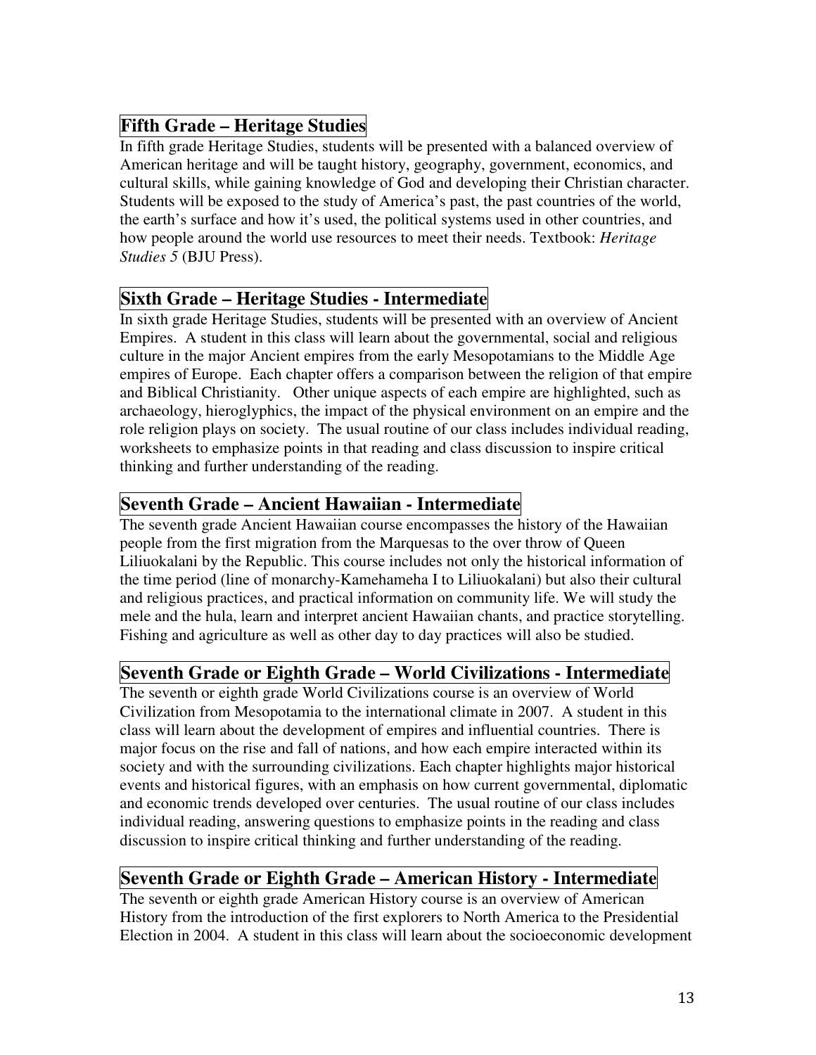## Fifth Grade – Heritage Studies

In fifth grade Heritage Studies, students will be presented with a balanced overview of American heritage and will be taught history, geography, government, economics, and cultural skills, while gaining knowledge of God and developing their Christian character. Students will be exposed to the study of America's past, the past countries of the world, the earth's surface and how it's used, the political systems used in other countries, and how people around the world use resources to meet their needs. Textbook: *Heritage Studies 5* (BJU Press).

## Sixth Grade – Heritage Studies - Intermediate

In sixth grade Heritage Studies, students will be presented with an overview of Ancient Empires. A student in this class will learn about the governmental, social and religious culture in the major Ancient empires from the early Mesopotamians to the Middle Age empires of Europe. Each chapter offers a comparison between the religion of that empire and Biblical Christianity. Other unique aspects of each empire are highlighted, such as archaeology, hieroglyphics, the impact of the physical environment on an empire and the role religion plays on society. The usual routine of our class includes individual reading, worksheets to emphasize points in that reading and class discussion to inspire critical thinking and further understanding of the reading.

## Seventh Grade – Ancient Hawaiian - Intermediate

The seventh grade Ancient Hawaiian course encompasses the history of the Hawaiian people from the first migration from the Marquesas to the over throw of Queen Liliuokalani by the Republic. This course includes not only the historical information of the time period (line of monarchy-Kamehameha I to Liliuokalani) but also their cultural and religious practices, and practical information on community life. We will study the mele and the hula, learn and interpret ancient Hawaiian chants, and practice storytelling. Fishing and agriculture as well as other day to day practices will also be studied.

## Seventh Grade or Eighth Grade – World Civilizations - Intermediate

The seventh or eighth grade World Civilizations course is an overview of World Civilization from Mesopotamia to the international climate in 2007. A student in this class will learn about the development of empires and influential countries. There is major focus on the rise and fall of nations, and how each empire interacted within its society and with the surrounding civilizations. Each chapter highlights major historical events and historical figures, with an emphasis on how current governmental, diplomatic and economic trends developed over centuries. The usual routine of our class includes individual reading, answering questions to emphasize points in the reading and class discussion to inspire critical thinking and further understanding of the reading.

## Seventh Grade or Eighth Grade – American History - Intermediate

The seventh or eighth grade American History course is an overview of American History from the introduction of the first explorers to North America to the Presidential Election in 2004. A student in this class will learn about the socioeconomic development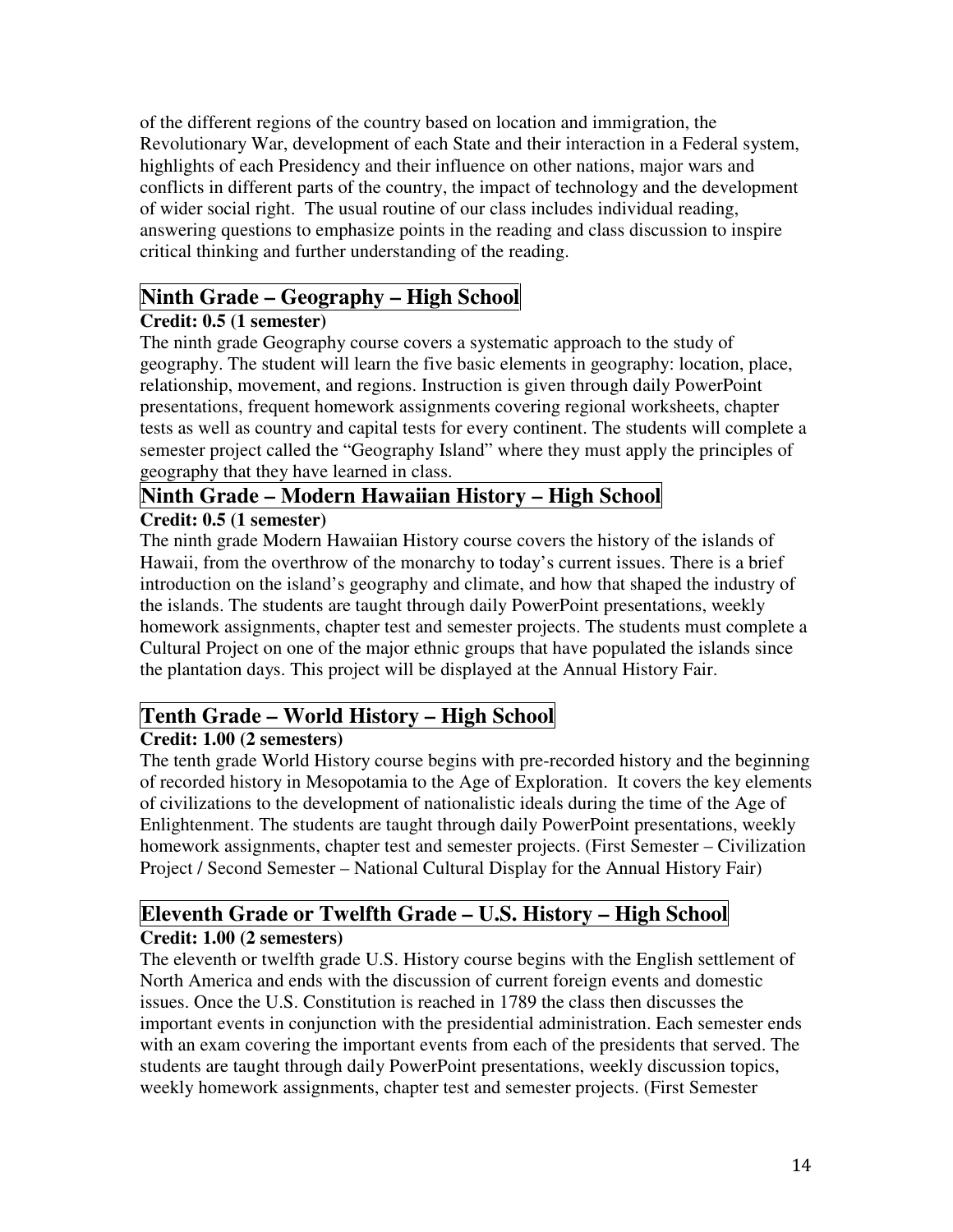of the different regions of the country based on location and immigration, the Revolutionary War, development of each State and their interaction in a Federal system, highlights of each Presidency and their influence on other nations, major wars and conflicts in different parts of the country, the impact of technology and the development of wider social right. The usual routine of our class includes individual reading, answering questions to emphasize points in the reading and class discussion to inspire critical thinking and further understanding of the reading.

## Ninth Grade – Geography – High School

**Credit: 0.5 (1 semester)**

The ninth grade Geography course covers a systematic approach to the study of geography. The student will learn the five basic elements in geography: location, place, relationship, movement, and regions. Instruction is given through daily PowerPoint presentations, frequent homework assignments covering regional worksheets, chapter tests as well as country and capital tests for every continent. The students will complete a semester project called the "Geography Island" where they must apply the principles of geography that they have learned in class.

## Ninth Grade – Modern Hawaiian History – High School

**Credit: 0.5 (1 semester)**

The ninth grade Modern Hawaiian History course covers the history of the islands of Hawaii, from the overthrow of the monarchy to today's current issues. There is a brief introduction on the island's geography and climate, and how that shaped the industry of the islands. The students are taught through daily PowerPoint presentations, weekly homework assignments, chapter test and semester projects. The students must complete a Cultural Project on one of the major ethnic groups that have populated the islands since the plantation days. This project will be displayed at the Annual History Fair.

## Tenth Grade – World History – High School

**Credit: 1.00 (2 semesters)**

The tenth grade World History course begins with pre-recorded history and the beginning of recorded history in Mesopotamia to the Age of Exploration. It covers the key elements of civilizations to the development of nationalistic ideals during the time of the Age of Enlightenment. The students are taught through daily PowerPoint presentations, weekly homework assignments, chapter test and semester projects. (First Semester – Civilization Project / Second Semester – National Cultural Display for the Annual History Fair)

## Eleventh Grade or Twelfth Grade – U.S. History – High School

**Credit: 1.00 (2 semesters)**

The eleventh or twelfth grade U.S. History course begins with the English settlement of North America and ends with the discussion of current foreign events and domestic issues. Once the U.S. Constitution is reached in 1789 the class then discusses the important events in conjunction with the presidential administration. Each semester ends with an exam covering the important events from each of the presidents that served. The students are taught through daily PowerPoint presentations, weekly discussion topics, weekly homework assignments, chapter test and semester projects. (First Semester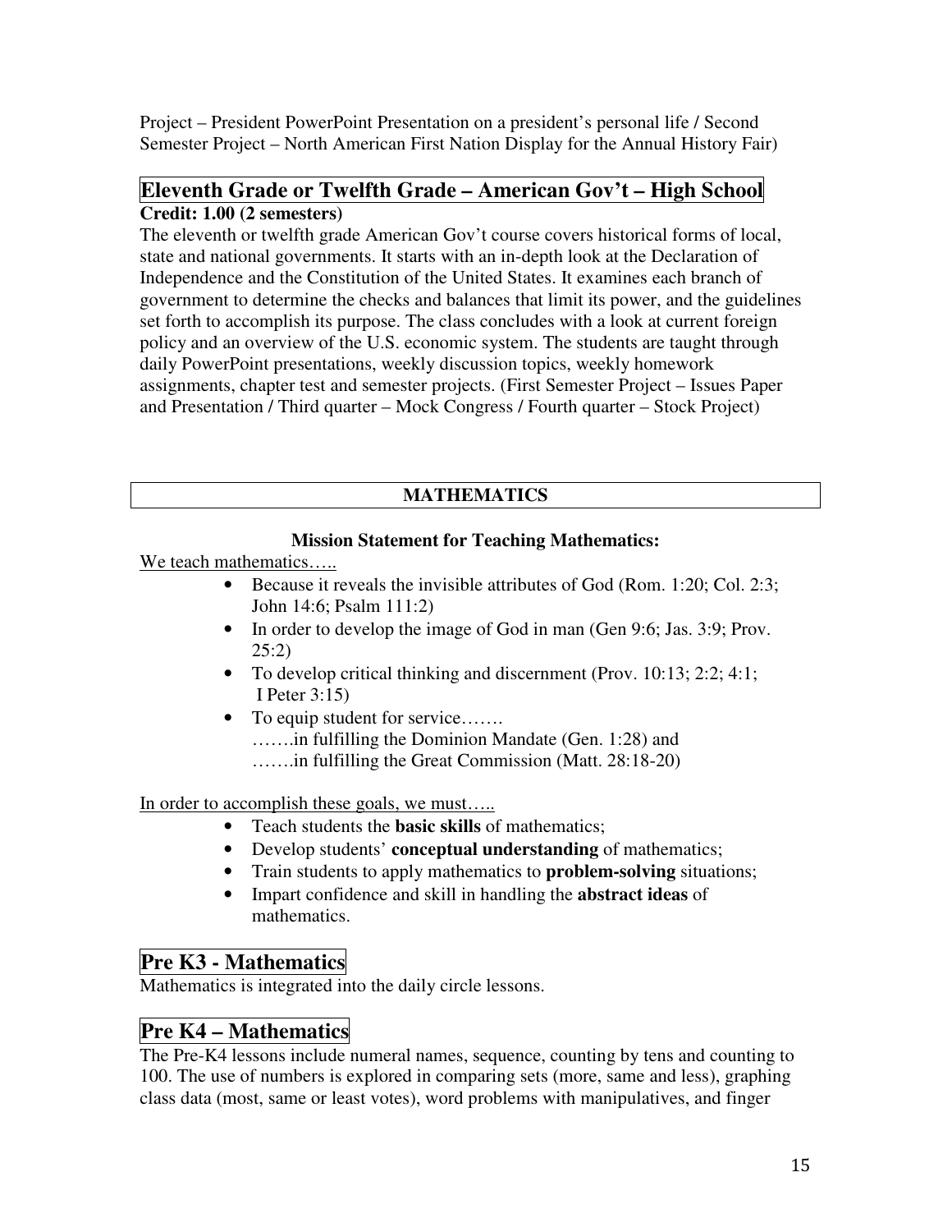Project – President PowerPoint Presentation on a president's personal life / Second Semester Project – North American First Nation Display for the Annual History Fair)

## Eleventh Grade or Twelfth Grade – American Gov't – High School

**Credit: 1.00 (2 semesters)**

The eleventh or twelfth grade American Gov't course covers historical forms of local, state and national governments. It starts with an in-depth look at the Declaration of Independence and the Constitution of the United States. It examines each branch of government to determine the checks and balances that limit its power, and the guidelines set forth to accomplish its purpose. The class concludes with a look at current foreign policy and an overview of the U.S. economic system. The students are taught through daily PowerPoint presentations, weekly discussion topics, weekly homework assignments, chapter test and semester projects. (First Semester Project – Issues Paper and Presentation / Third quarter – Mock Congress / Fourth quarter – Stock Project)

# MATHEMATICS

**Mission Statement for Teaching Mathematics:**

We teach mathematics…..

- Because it reveals the invisible attributes of God (Rom. 1:20; Col. 2:3; John 14:6; Psalm 111:2)
- In order to develop the image of God in man (Gen 9:6; Jas. 3:9; Prov. 25:2)
- To develop critical thinking and discernment (Prov. 10:13; 2:2; 4:1; I Peter 3:15)
- To equip student for service…….
  …….in fulfilling the Dominion Mandate (Gen. 1:28) and
  …….in fulfilling the Great Commission (Matt. 28:18-20)

In order to accomplish these goals, we must…..

- Teach students the **basic skills** of mathematics;
- Develop students' **conceptual understanding** of mathematics;
- Train students to apply mathematics to **problem-solving** situations;
- Impart confidence and skill in handling the **abstract ideas** of mathematics.

## Pre K3 - Mathematics

Mathematics is integrated into the daily circle lessons.

## Pre K4 – Mathematics

The Pre-K4 lessons include numeral names, sequence, counting by tens and counting to 100. The use of numbers is explored in comparing sets (more, same and less), graphing class data (most, same or least votes), word problems with manipulatives, and finger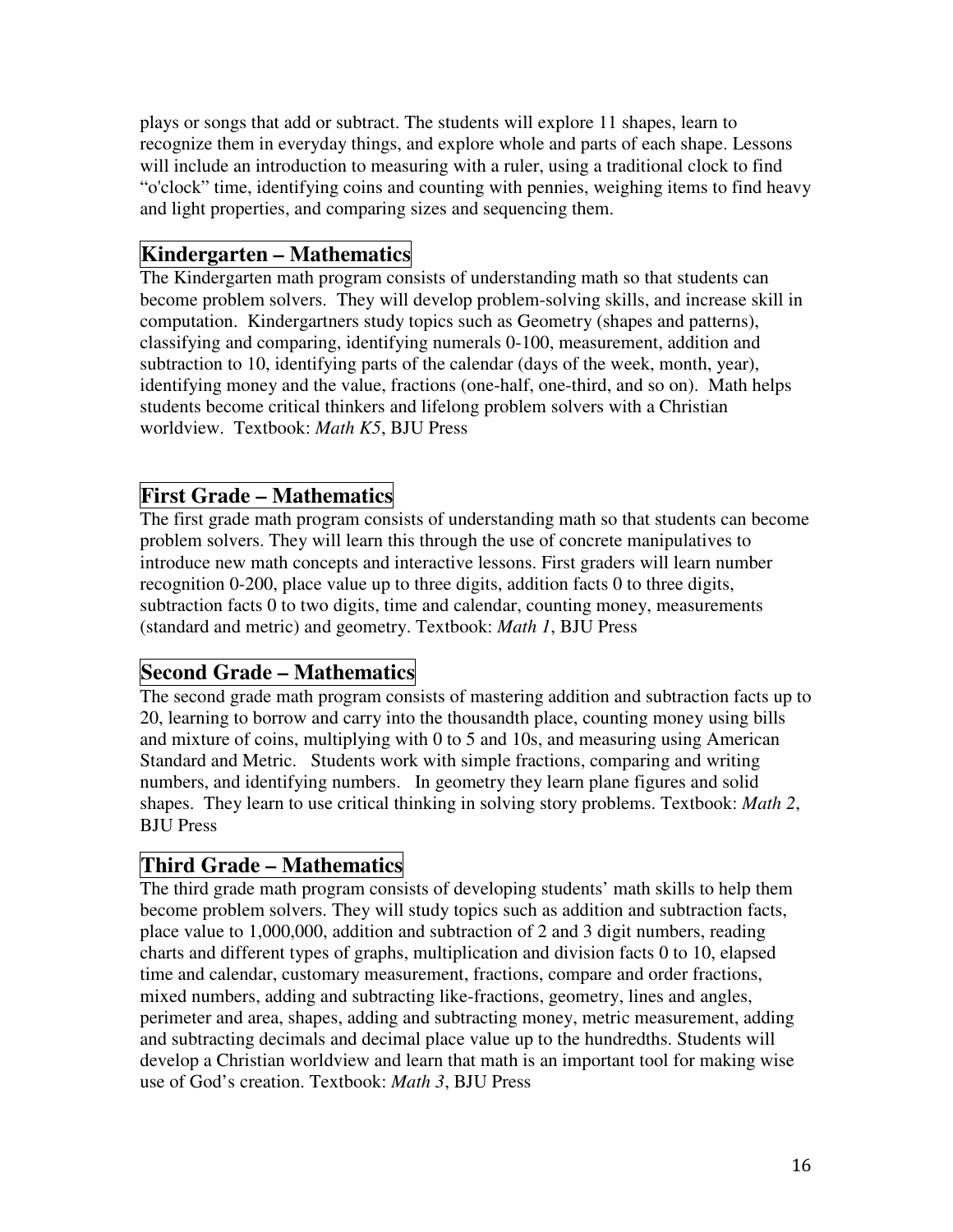plays or songs that add or subtract. The students will explore 11 shapes, learn to recognize them in everyday things, and explore whole and parts of each shape. Lessons will include an introduction to measuring with a ruler, using a traditional clock to find "o'clock" time, identifying coins and counting with pennies, weighing items to find heavy and light properties, and comparing sizes and sequencing them.

## Kindergarten – Mathematics

The Kindergarten math program consists of understanding math so that students can become problem solvers. They will develop problem-solving skills, and increase skill in computation. Kindergartners study topics such as Geometry (shapes and patterns), classifying and comparing, identifying numerals 0-100, measurement, addition and subtraction to 10, identifying parts of the calendar (days of the week, month, year), identifying money and the value, fractions (one-half, one-third, and so on). Math helps students become critical thinkers and lifelong problem solvers with a Christian worldview. Textbook: *Math K5*, BJU Press

## First Grade – Mathematics

The first grade math program consists of understanding math so that students can become problem solvers. They will learn this through the use of concrete manipulatives to introduce new math concepts and interactive lessons. First graders will learn number recognition 0-200, place value up to three digits, addition facts 0 to three digits, subtraction facts 0 to two digits, time and calendar, counting money, measurements (standard and metric) and geometry. Textbook: *Math 1*, BJU Press

## Second Grade – Mathematics

The second grade math program consists of mastering addition and subtraction facts up to 20, learning to borrow and carry into the thousandth place, counting money using bills and mixture of coins, multiplying with 0 to 5 and 10s, and measuring using American Standard and Metric. Students work with simple fractions, comparing and writing numbers, and identifying numbers. In geometry they learn plane figures and solid shapes. They learn to use critical thinking in solving story problems. Textbook: *Math 2*, BJU Press

## Third Grade – Mathematics

The third grade math program consists of developing students' math skills to help them become problem solvers. They will study topics such as addition and subtraction facts, place value to 1,000,000, addition and subtraction of 2 and 3 digit numbers, reading charts and different types of graphs, multiplication and division facts 0 to 10, elapsed time and calendar, customary measurement, fractions, compare and order fractions, mixed numbers, adding and subtracting like-fractions, geometry, lines and angles, perimeter and area, shapes, adding and subtracting money, metric measurement, adding and subtracting decimals and decimal place value up to the hundredths. Students will develop a Christian worldview and learn that math is an important tool for making wise use of God's creation. Textbook: *Math 3*, BJU Press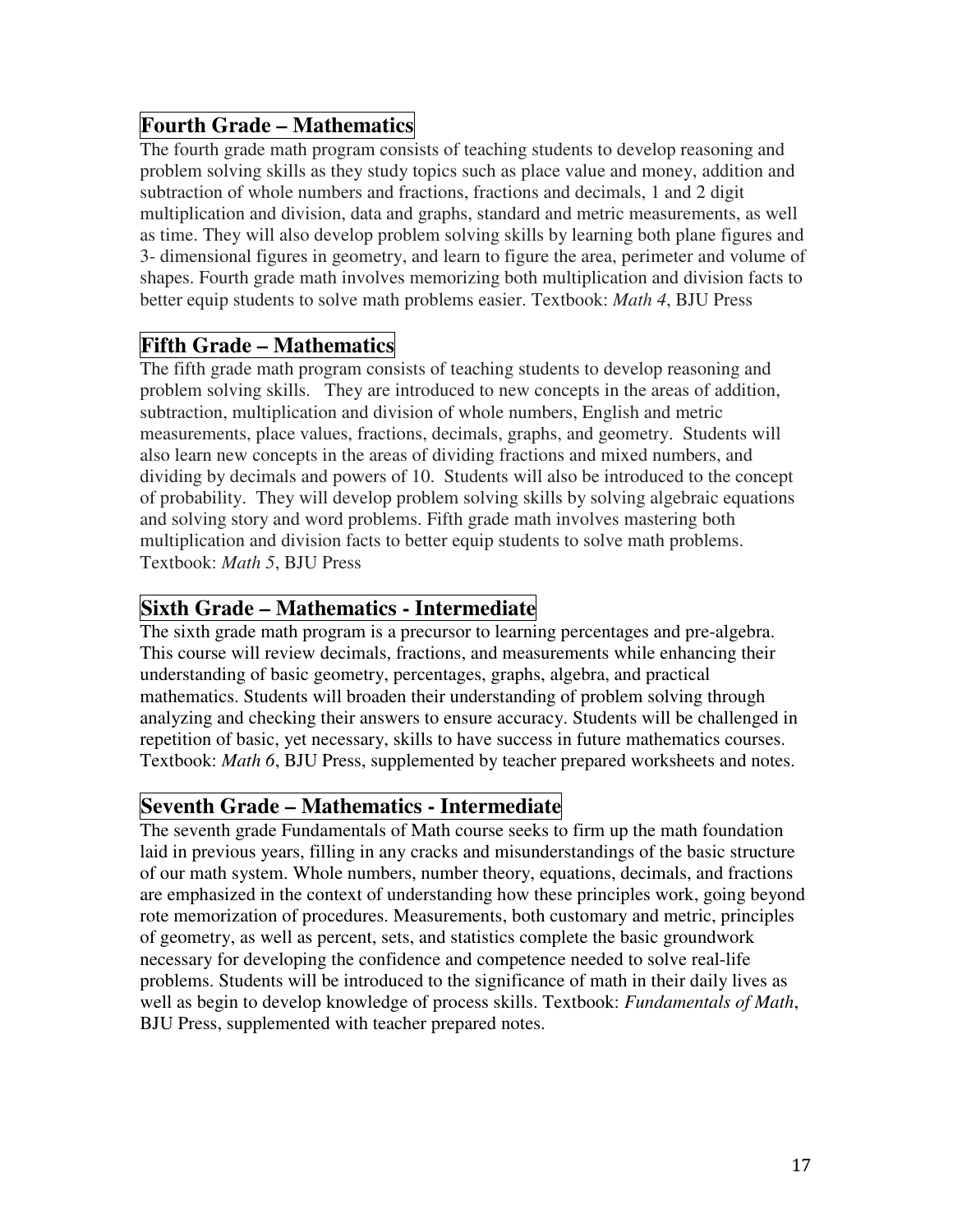## Fourth Grade – Mathematics

The fourth grade math program consists of teaching students to develop reasoning and problem solving skills as they study topics such as place value and money, addition and subtraction of whole numbers and fractions, fractions and decimals, 1 and 2 digit multiplication and division, data and graphs, standard and metric measurements, as well as time. They will also develop problem solving skills by learning both plane figures and 3- dimensional figures in geometry, and learn to figure the area, perimeter and volume of shapes. Fourth grade math involves memorizing both multiplication and division facts to better equip students to solve math problems easier. Textbook: *Math 4*, BJU Press

## Fifth Grade – Mathematics

The fifth grade math program consists of teaching students to develop reasoning and problem solving skills. They are introduced to new concepts in the areas of addition, subtraction, multiplication and division of whole numbers, English and metric measurements, place values, fractions, decimals, graphs, and geometry. Students will also learn new concepts in the areas of dividing fractions and mixed numbers, and dividing by decimals and powers of 10. Students will also be introduced to the concept of probability. They will develop problem solving skills by solving algebraic equations and solving story and word problems. Fifth grade math involves mastering both multiplication and division facts to better equip students to solve math problems. Textbook: *Math 5*, BJU Press

## Sixth Grade – Mathematics - Intermediate

The sixth grade math program is a precursor to learning percentages and pre-algebra. This course will review decimals, fractions, and measurements while enhancing their understanding of basic geometry, percentages, graphs, algebra, and practical mathematics. Students will broaden their understanding of problem solving through analyzing and checking their answers to ensure accuracy. Students will be challenged in repetition of basic, yet necessary, skills to have success in future mathematics courses. Textbook: *Math 6*, BJU Press, supplemented by teacher prepared worksheets and notes.

## Seventh Grade – Mathematics - Intermediate

The seventh grade Fundamentals of Math course seeks to firm up the math foundation laid in previous years, filling in any cracks and misunderstandings of the basic structure of our math system. Whole numbers, number theory, equations, decimals, and fractions are emphasized in the context of understanding how these principles work, going beyond rote memorization of procedures. Measurements, both customary and metric, principles of geometry, as well as percent, sets, and statistics complete the basic groundwork necessary for developing the confidence and competence needed to solve real-life problems. Students will be introduced to the significance of math in their daily lives as well as begin to develop knowledge of process skills. Textbook: *Fundamentals of Math*, BJU Press, supplemented with teacher prepared notes.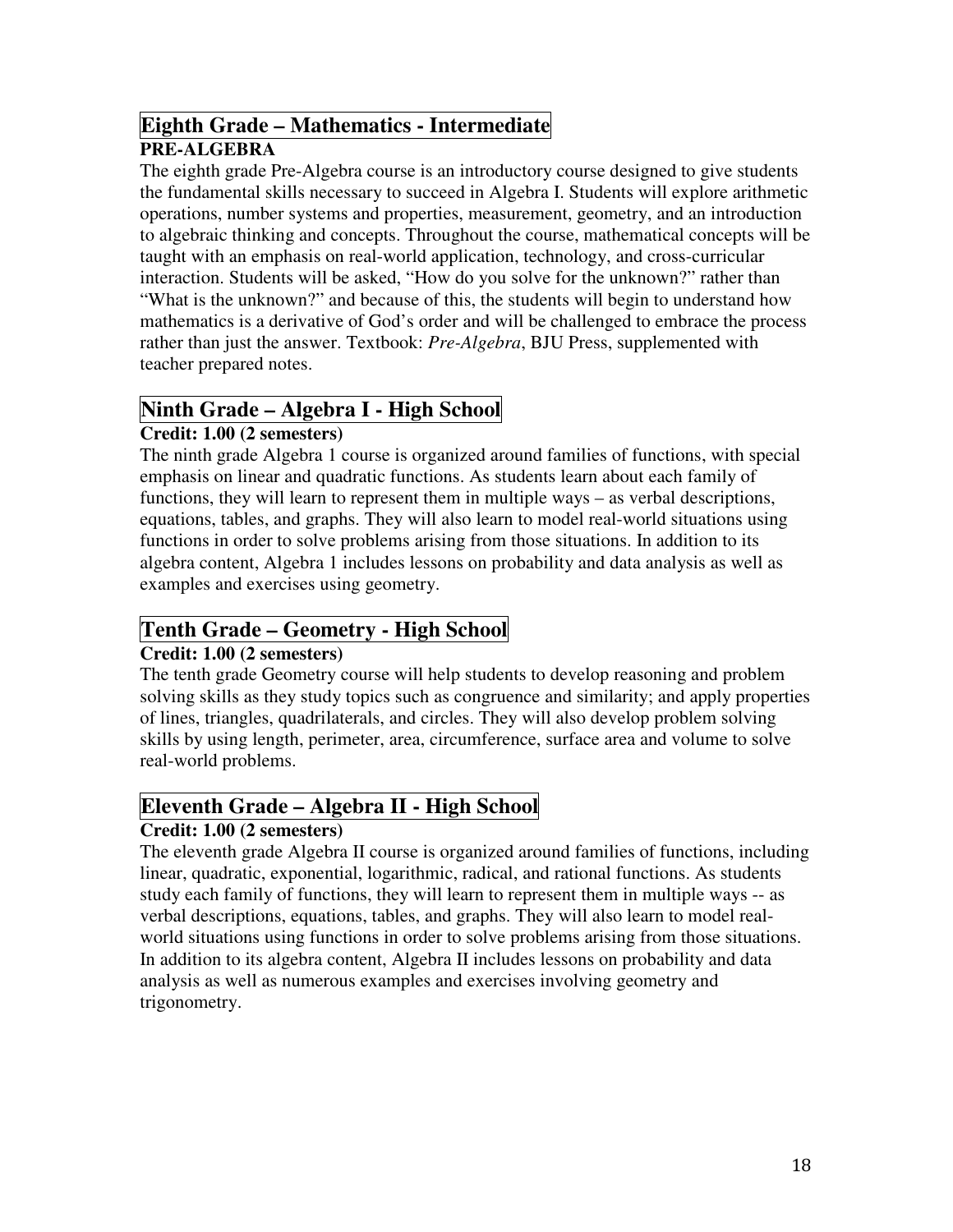## Eighth Grade – Mathematics - Intermediate

**PRE-ALGEBRA**

The eighth grade Pre-Algebra course is an introductory course designed to give students the fundamental skills necessary to succeed in Algebra I. Students will explore arithmetic operations, number systems and properties, measurement, geometry, and an introduction to algebraic thinking and concepts. Throughout the course, mathematical concepts will be taught with an emphasis on real-world application, technology, and cross-curricular interaction. Students will be asked, "How do you solve for the unknown?" rather than "What is the unknown?" and because of this, the students will begin to understand how mathematics is a derivative of God's order and will be challenged to embrace the process rather than just the answer. Textbook: *Pre-Algebra*, BJU Press, supplemented with teacher prepared notes.

## Ninth Grade – Algebra I - High School

**Credit: 1.00 (2 semesters)**

The ninth grade Algebra 1 course is organized around families of functions, with special emphasis on linear and quadratic functions. As students learn about each family of functions, they will learn to represent them in multiple ways – as verbal descriptions, equations, tables, and graphs. They will also learn to model real-world situations using functions in order to solve problems arising from those situations. In addition to its algebra content, Algebra 1 includes lessons on probability and data analysis as well as examples and exercises using geometry.

## Tenth Grade – Geometry - High School

**Credit: 1.00 (2 semesters)**

The tenth grade Geometry course will help students to develop reasoning and problem solving skills as they study topics such as congruence and similarity; and apply properties of lines, triangles, quadrilaterals, and circles. They will also develop problem solving skills by using length, perimeter, area, circumference, surface area and volume to solve real-world problems.

## Eleventh Grade – Algebra II - High School

**Credit: 1.00 (2 semesters)**

The eleventh grade Algebra II course is organized around families of functions, including linear, quadratic, exponential, logarithmic, radical, and rational functions. As students study each family of functions, they will learn to represent them in multiple ways -- as verbal descriptions, equations, tables, and graphs. They will also learn to model real-world situations using functions in order to solve problems arising from those situations. In addition to its algebra content, Algebra II includes lessons on probability and data analysis as well as numerous examples and exercises involving geometry and trigonometry.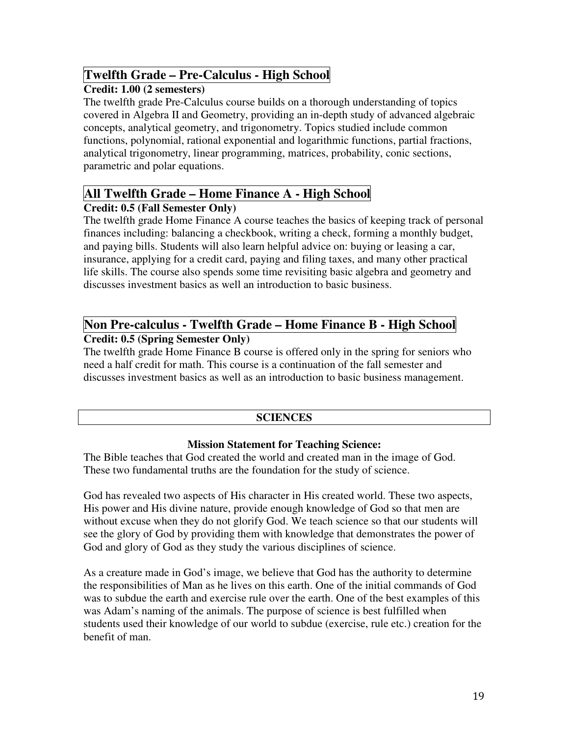## Twelfth Grade – Pre-Calculus - High School

**Credit: 1.00 (2 semesters)**

The twelfth grade Pre-Calculus course builds on a thorough understanding of topics covered in Algebra II and Geometry, providing an in-depth study of advanced algebraic concepts, analytical geometry, and trigonometry. Topics studied include common functions, polynomial, rational exponential and logarithmic functions, partial fractions, analytical trigonometry, linear programming, matrices, probability, conic sections, parametric and polar equations.

## All Twelfth Grade – Home Finance A - High School

**Credit: 0.5 (Fall Semester Only)**

The twelfth grade Home Finance A course teaches the basics of keeping track of personal finances including: balancing a checkbook, writing a check, forming a monthly budget, and paying bills. Students will also learn helpful advice on: buying or leasing a car, insurance, applying for a credit card, paying and filing taxes, and many other practical life skills. The course also spends some time revisiting basic algebra and geometry and discusses investment basics as well an introduction to basic business.

## Non Pre-calculus - Twelfth Grade – Home Finance B - High School

**Credit: 0.5 (Spring Semester Only)**

The twelfth grade Home Finance B course is offered only in the spring for seniors who need a half credit for math. This course is a continuation of the fall semester and discusses investment basics as well as an introduction to basic business management.

# SCIENCES

### Mission Statement for Teaching Science:

The Bible teaches that God created the world and created man in the image of God. These two fundamental truths are the foundation for the study of science.

God has revealed two aspects of His character in His created world. These two aspects, His power and His divine nature, provide enough knowledge of God so that men are without excuse when they do not glorify God. We teach science so that our students will see the glory of God by providing them with knowledge that demonstrates the power of God and glory of God as they study the various disciplines of science.

As a creature made in God's image, we believe that God has the authority to determine the responsibilities of Man as he lives on this earth. One of the initial commands of God was to subdue the earth and exercise rule over the earth. One of the best examples of this was Adam's naming of the animals. The purpose of science is best fulfilled when students used their knowledge of our world to subdue (exercise, rule etc.) creation for the benefit of man.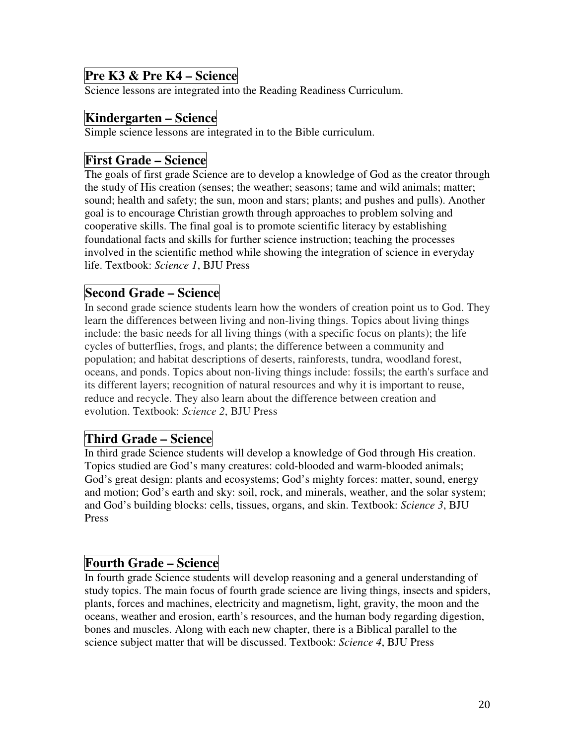## Pre K3 & Pre K4 – Science

Science lessons are integrated into the Reading Readiness Curriculum.

## Kindergarten – Science

Simple science lessons are integrated in to the Bible curriculum.

## First Grade – Science

The goals of first grade Science are to develop a knowledge of God as the creator through the study of His creation (senses; the weather; seasons; tame and wild animals; matter; sound; health and safety; the sun, moon and stars; plants; and pushes and pulls). Another goal is to encourage Christian growth through approaches to problem solving and cooperative skills. The final goal is to promote scientific literacy by establishing foundational facts and skills for further science instruction; teaching the processes involved in the scientific method while showing the integration of science in everyday life. Textbook: *Science 1*, BJU Press

## Second Grade – Science

In second grade science students learn how the wonders of creation point us to God. They learn the differences between living and non-living things. Topics about living things include: the basic needs for all living things (with a specific focus on plants); the life cycles of butterflies, frogs, and plants; the difference between a community and population; and habitat descriptions of deserts, rainforests, tundra, woodland forest, oceans, and ponds. Topics about non-living things include: fossils; the earth's surface and its different layers; recognition of natural resources and why it is important to reuse, reduce and recycle. They also learn about the difference between creation and evolution. Textbook: *Science 2*, BJU Press

## Third Grade – Science

In third grade Science students will develop a knowledge of God through His creation. Topics studied are God's many creatures: cold-blooded and warm-blooded animals; God's great design: plants and ecosystems; God's mighty forces: matter, sound, energy and motion; God's earth and sky: soil, rock, and minerals, weather, and the solar system; and God's building blocks: cells, tissues, organs, and skin. Textbook: *Science 3*, BJU Press

## Fourth Grade – Science

In fourth grade Science students will develop reasoning and a general understanding of study topics. The main focus of fourth grade science are living things, insects and spiders, plants, forces and machines, electricity and magnetism, light, gravity, the moon and the oceans, weather and erosion, earth's resources, and the human body regarding digestion, bones and muscles. Along with each new chapter, there is a Biblical parallel to the science subject matter that will be discussed. Textbook: *Science 4*, BJU Press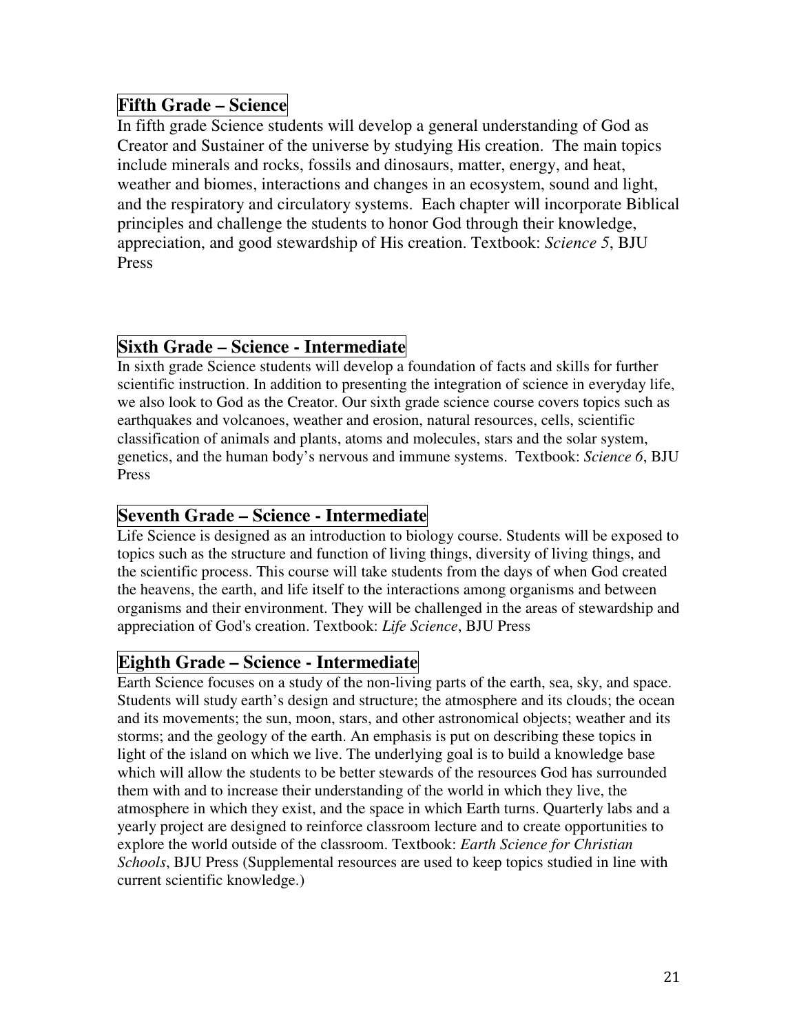## Fifth Grade – Science

In fifth grade Science students will develop a general understanding of God as Creator and Sustainer of the universe by studying His creation. The main topics include minerals and rocks, fossils and dinosaurs, matter, energy, and heat, weather and biomes, interactions and changes in an ecosystem, sound and light, and the respiratory and circulatory systems. Each chapter will incorporate Biblical principles and challenge the students to honor God through their knowledge, appreciation, and good stewardship of His creation. Textbook: *Science 5*, BJU Press

## Sixth Grade – Science - Intermediate

In sixth grade Science students will develop a foundation of facts and skills for further scientific instruction. In addition to presenting the integration of science in everyday life, we also look to God as the Creator. Our sixth grade science course covers topics such as earthquakes and volcanoes, weather and erosion, natural resources, cells, scientific classification of animals and plants, atoms and molecules, stars and the solar system, genetics, and the human body's nervous and immune systems. Textbook: *Science 6*, BJU Press

## Seventh Grade – Science - Intermediate

Life Science is designed as an introduction to biology course. Students will be exposed to topics such as the structure and function of living things, diversity of living things, and the scientific process. This course will take students from the days of when God created the heavens, the earth, and life itself to the interactions among organisms and between organisms and their environment. They will be challenged in the areas of stewardship and appreciation of God's creation. Textbook: *Life Science*, BJU Press

## Eighth Grade – Science - Intermediate

Earth Science focuses on a study of the non-living parts of the earth, sea, sky, and space. Students will study earth's design and structure; the atmosphere and its clouds; the ocean and its movements; the sun, moon, stars, and other astronomical objects; weather and its storms; and the geology of the earth. An emphasis is put on describing these topics in light of the island on which we live. The underlying goal is to build a knowledge base which will allow the students to be better stewards of the resources God has surrounded them with and to increase their understanding of the world in which they live, the atmosphere in which they exist, and the space in which Earth turns. Quarterly labs and a yearly project are designed to reinforce classroom lecture and to create opportunities to explore the world outside of the classroom. Textbook: *Earth Science for Christian Schools*, BJU Press (Supplemental resources are used to keep topics studied in line with current scientific knowledge.)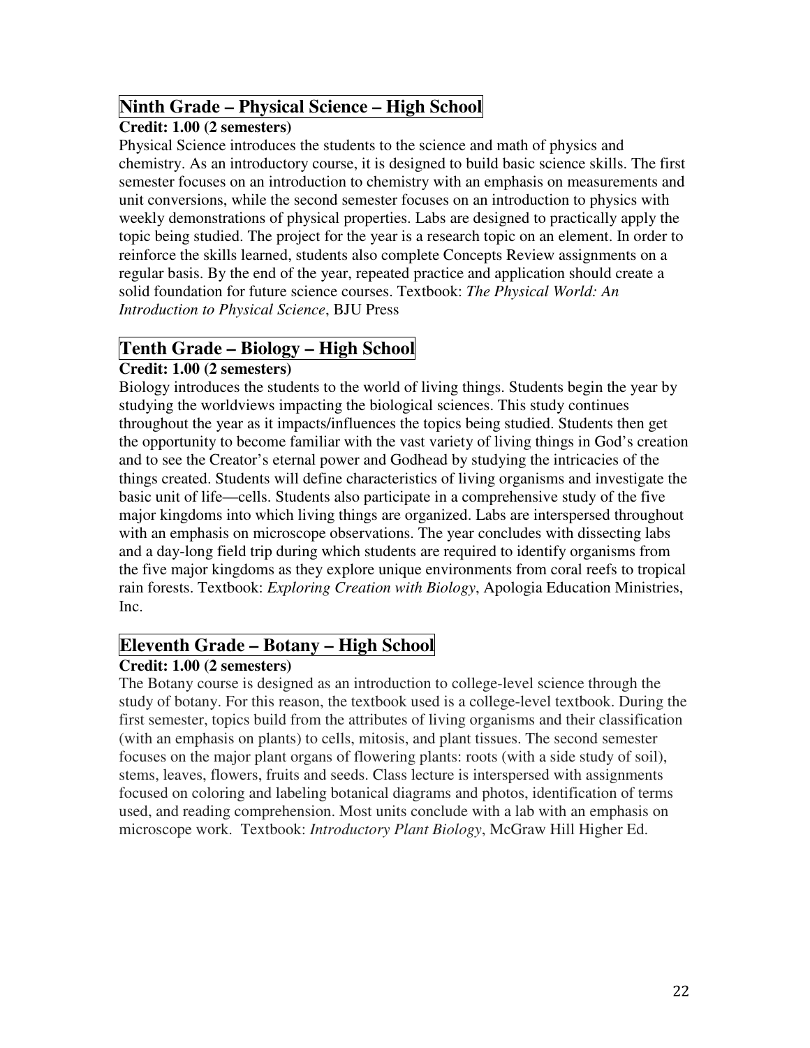## Ninth Grade – Physical Science – High School

**Credit: 1.00 (2 semesters)**

Physical Science introduces the students to the science and math of physics and chemistry. As an introductory course, it is designed to build basic science skills. The first semester focuses on an introduction to chemistry with an emphasis on measurements and unit conversions, while the second semester focuses on an introduction to physics with weekly demonstrations of physical properties. Labs are designed to practically apply the topic being studied. The project for the year is a research topic on an element. In order to reinforce the skills learned, students also complete Concepts Review assignments on a regular basis. By the end of the year, repeated practice and application should create a solid foundation for future science courses. Textbook: *The Physical World: An Introduction to Physical Science*, BJU Press

## Tenth Grade – Biology – High School

**Credit: 1.00 (2 semesters)**

Biology introduces the students to the world of living things. Students begin the year by studying the worldviews impacting the biological sciences. This study continues throughout the year as it impacts/influences the topics being studied. Students then get the opportunity to become familiar with the vast variety of living things in God's creation and to see the Creator's eternal power and Godhead by studying the intricacies of the things created. Students will define characteristics of living organisms and investigate the basic unit of life—cells. Students also participate in a comprehensive study of the five major kingdoms into which living things are organized. Labs are interspersed throughout with an emphasis on microscope observations. The year concludes with dissecting labs and a day-long field trip during which students are required to identify organisms from the five major kingdoms as they explore unique environments from coral reefs to tropical rain forests. Textbook: *Exploring Creation with Biology*, Apologia Education Ministries, Inc.

## Eleventh Grade – Botany – High School

**Credit: 1.00 (2 semesters)**

The Botany course is designed as an introduction to college-level science through the study of botany. For this reason, the textbook used is a college-level textbook. During the first semester, topics build from the attributes of living organisms and their classification (with an emphasis on plants) to cells, mitosis, and plant tissues. The second semester focuses on the major plant organs of flowering plants: roots (with a side study of soil), stems, leaves, flowers, fruits and seeds. Class lecture is interspersed with assignments focused on coloring and labeling botanical diagrams and photos, identification of terms used, and reading comprehension. Most units conclude with a lab with an emphasis on microscope work. Textbook: *Introductory Plant Biology*, McGraw Hill Higher Ed.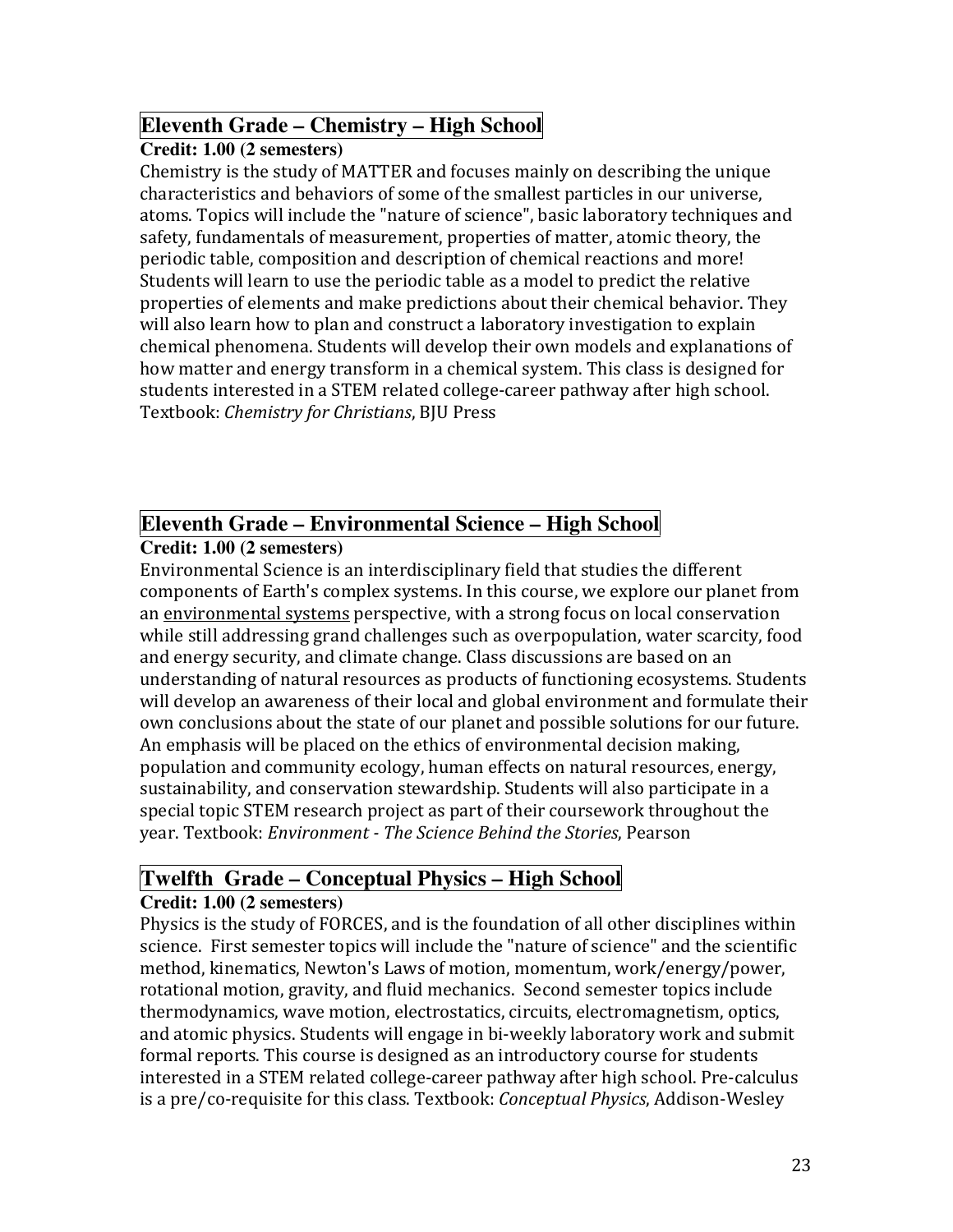## Eleventh Grade – Chemistry – High School

**Credit: 1.00 (2 semesters)**

Chemistry is the study of MATTER and focuses mainly on describing the unique characteristics and behaviors of some of the smallest particles in our universe, atoms. Topics will include the "nature of science", basic laboratory techniques and safety, fundamentals of measurement, properties of matter, atomic theory, the periodic table, composition and description of chemical reactions and more! Students will learn to use the periodic table as a model to predict the relative properties of elements and make predictions about their chemical behavior. They will also learn how to plan and construct a laboratory investigation to explain chemical phenomena. Students will develop their own models and explanations of how matter and energy transform in a chemical system. This class is designed for students interested in a STEM related college-career pathway after high school. Textbook: *Chemistry for Christians*, BJU Press

## Eleventh Grade – Environmental Science – High School

**Credit: 1.00 (2 semesters)**

Environmental Science is an interdisciplinary field that studies the different components of Earth's complex systems. In this course, we explore our planet from an environmental systems perspective, with a strong focus on local conservation while still addressing grand challenges such as overpopulation, water scarcity, food and energy security, and climate change. Class discussions are based on an understanding of natural resources as products of functioning ecosystems. Students will develop an awareness of their local and global environment and formulate their own conclusions about the state of our planet and possible solutions for our future. An emphasis will be placed on the ethics of environmental decision making, population and community ecology, human effects on natural resources, energy, sustainability, and conservation stewardship. Students will also participate in a special topic STEM research project as part of their coursework throughout the year. Textbook: *Environment - The Science Behind the Stories*, Pearson

## Twelfth Grade – Conceptual Physics – High School

**Credit: 1.00 (2 semesters)**

Physics is the study of FORCES, and is the foundation of all other disciplines within science. First semester topics will include the "nature of science" and the scientific method, kinematics, Newton's Laws of motion, momentum, work/energy/power, rotational motion, gravity, and fluid mechanics. Second semester topics include thermodynamics, wave motion, electrostatics, circuits, electromagnetism, optics, and atomic physics. Students will engage in bi-weekly laboratory work and submit formal reports. This course is designed as an introductory course for students interested in a STEM related college-career pathway after high school. Pre-calculus is a pre/co-requisite for this class. Textbook: *Conceptual Physics*, Addison-Wesley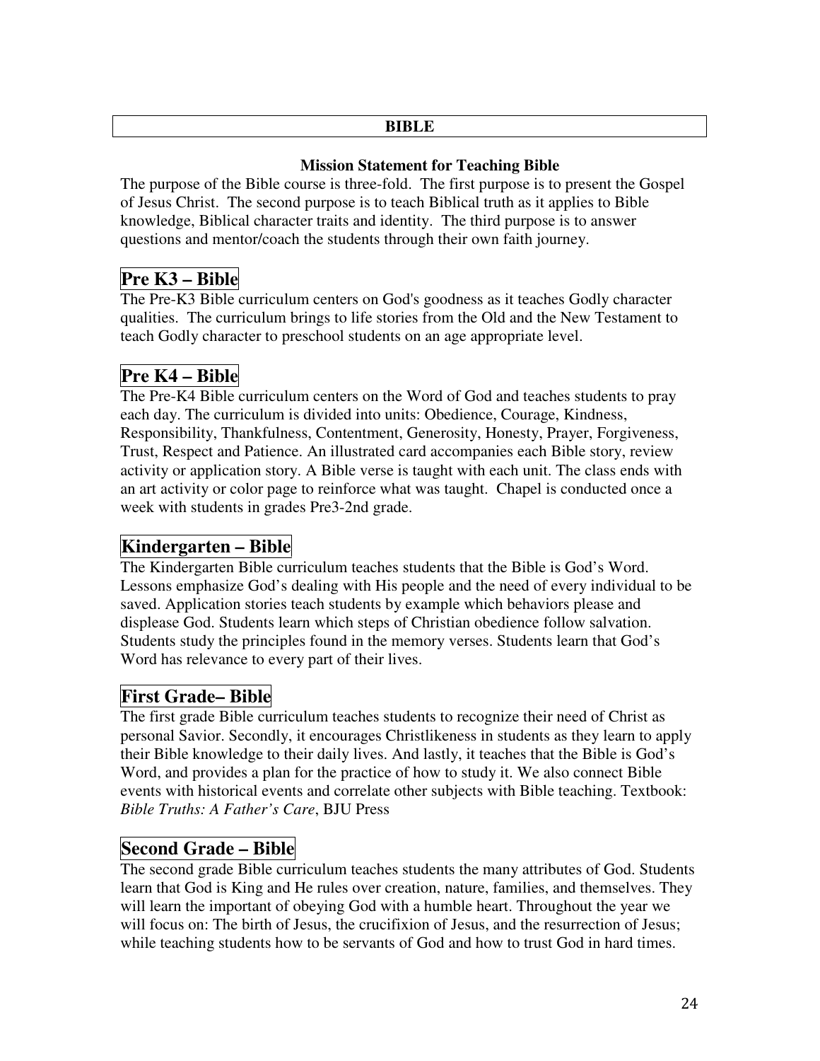# BIBLE

### Mission Statement for Teaching Bible

The purpose of the Bible course is three-fold. The first purpose is to present the Gospel of Jesus Christ. The second purpose is to teach Biblical truth as it applies to Bible knowledge, Biblical character traits and identity. The third purpose is to answer questions and mentor/coach the students through their own faith journey.

## Pre K3 – Bible

The Pre-K3 Bible curriculum centers on God's goodness as it teaches Godly character qualities. The curriculum brings to life stories from the Old and the New Testament to teach Godly character to preschool students on an age appropriate level.

## Pre K4 – Bible

The Pre-K4 Bible curriculum centers on the Word of God and teaches students to pray each day. The curriculum is divided into units: Obedience, Courage, Kindness, Responsibility, Thankfulness, Contentment, Generosity, Honesty, Prayer, Forgiveness, Trust, Respect and Patience. An illustrated card accompanies each Bible story, review activity or application story. A Bible verse is taught with each unit. The class ends with an art activity or color page to reinforce what was taught. Chapel is conducted once a week with students in grades Pre3-2nd grade.

## Kindergarten – Bible

The Kindergarten Bible curriculum teaches students that the Bible is God's Word. Lessons emphasize God's dealing with His people and the need of every individual to be saved. Application stories teach students by example which behaviors please and displease God. Students learn which steps of Christian obedience follow salvation. Students study the principles found in the memory verses. Students learn that God's Word has relevance to every part of their lives.

## First Grade– Bible

The first grade Bible curriculum teaches students to recognize their need of Christ as personal Savior. Secondly, it encourages Christlikeness in students as they learn to apply their Bible knowledge to their daily lives. And lastly, it teaches that the Bible is God's Word, and provides a plan for the practice of how to study it. We also connect Bible events with historical events and correlate other subjects with Bible teaching. Textbook: *Bible Truths: A Father's Care*, BJU Press

## Second Grade – Bible

The second grade Bible curriculum teaches students the many attributes of God. Students learn that God is King and He rules over creation, nature, families, and themselves. They will learn the important of obeying God with a humble heart. Throughout the year we will focus on: The birth of Jesus, the crucifixion of Jesus, and the resurrection of Jesus; while teaching students how to be servants of God and how to trust God in hard times.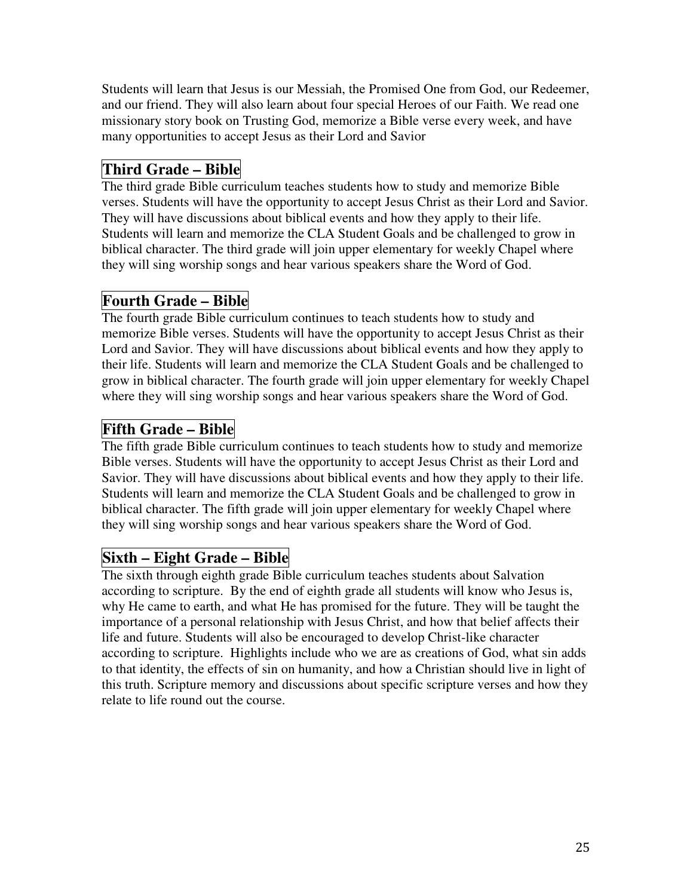Students will learn that Jesus is our Messiah, the Promised One from God, our Redeemer, and our friend. They will also learn about four special Heroes of our Faith. We read one missionary story book on Trusting God, memorize a Bible verse every week, and have many opportunities to accept Jesus as their Lord and Savior

## Third Grade – Bible

The third grade Bible curriculum teaches students how to study and memorize Bible verses. Students will have the opportunity to accept Jesus Christ as their Lord and Savior. They will have discussions about biblical events and how they apply to their life. Students will learn and memorize the CLA Student Goals and be challenged to grow in biblical character. The third grade will join upper elementary for weekly Chapel where they will sing worship songs and hear various speakers share the Word of God.

## Fourth Grade – Bible

The fourth grade Bible curriculum continues to teach students how to study and memorize Bible verses. Students will have the opportunity to accept Jesus Christ as their Lord and Savior. They will have discussions about biblical events and how they apply to their life. Students will learn and memorize the CLA Student Goals and be challenged to grow in biblical character. The fourth grade will join upper elementary for weekly Chapel where they will sing worship songs and hear various speakers share the Word of God.

## Fifth Grade – Bible

The fifth grade Bible curriculum continues to teach students how to study and memorize Bible verses. Students will have the opportunity to accept Jesus Christ as their Lord and Savior. They will have discussions about biblical events and how they apply to their life. Students will learn and memorize the CLA Student Goals and be challenged to grow in biblical character. The fifth grade will join upper elementary for weekly Chapel where they will sing worship songs and hear various speakers share the Word of God.

## Sixth – Eight Grade – Bible

The sixth through eighth grade Bible curriculum teaches students about Salvation according to scripture. By the end of eighth grade all students will know who Jesus is, why He came to earth, and what He has promised for the future. They will be taught the importance of a personal relationship with Jesus Christ, and how that belief affects their life and future. Students will also be encouraged to develop Christ-like character according to scripture. Highlights include who we are as creations of God, what sin adds to that identity, the effects of sin on humanity, and how a Christian should live in light of this truth. Scripture memory and discussions about specific scripture verses and how they relate to life round out the course.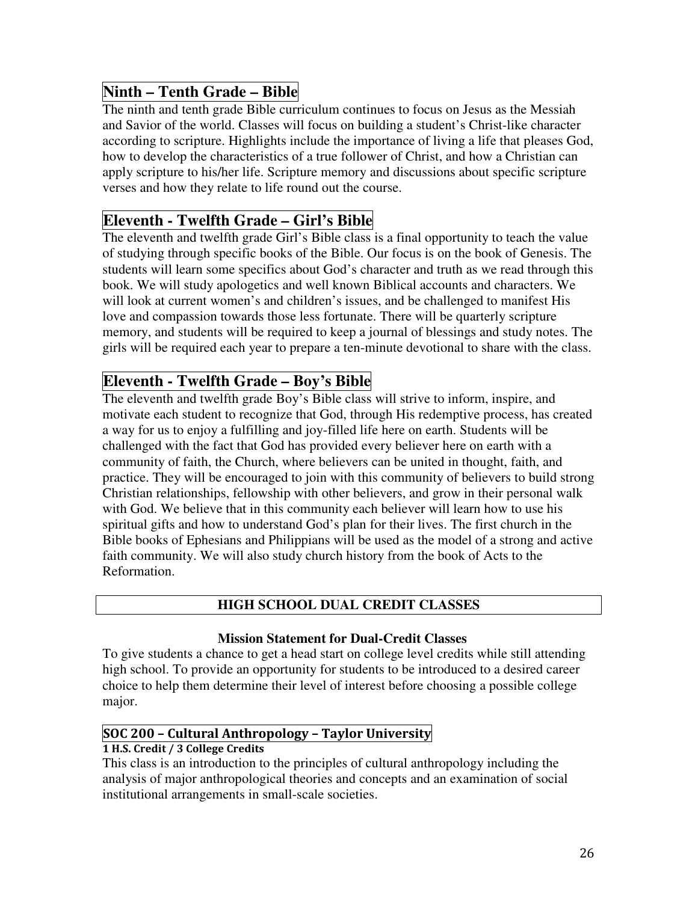## Ninth – Tenth Grade – Bible

The ninth and tenth grade Bible curriculum continues to focus on Jesus as the Messiah and Savior of the world. Classes will focus on building a student's Christ-like character according to scripture. Highlights include the importance of living a life that pleases God, how to develop the characteristics of a true follower of Christ, and how a Christian can apply scripture to his/her life. Scripture memory and discussions about specific scripture verses and how they relate to life round out the course.

## Eleventh - Twelfth Grade – Girl's Bible

The eleventh and twelfth grade Girl's Bible class is a final opportunity to teach the value of studying through specific books of the Bible. Our focus is on the book of Genesis. The students will learn some specifics about God's character and truth as we read through this book. We will study apologetics and well known Biblical accounts and characters. We will look at current women's and children's issues, and be challenged to manifest His love and compassion towards those less fortunate. There will be quarterly scripture memory, and students will be required to keep a journal of blessings and study notes. The girls will be required each year to prepare a ten-minute devotional to share with the class.

## Eleventh - Twelfth Grade – Boy's Bible

The eleventh and twelfth grade Boy's Bible class will strive to inform, inspire, and motivate each student to recognize that God, through His redemptive process, has created a way for us to enjoy a fulfilling and joy-filled life here on earth. Students will be challenged with the fact that God has provided every believer here on earth with a community of faith, the Church, where believers can be united in thought, faith, and practice. They will be encouraged to join with this community of believers to build strong Christian relationships, fellowship with other believers, and grow in their personal walk with God. We believe that in this community each believer will learn how to use his spiritual gifts and how to understand God's plan for their lives. The first church in the Bible books of Ephesians and Philippians will be used as the model of a strong and active faith community. We will also study church history from the book of Acts to the Reformation.

# HIGH SCHOOL DUAL CREDIT CLASSES

### Mission Statement for Dual-Credit Classes

To give students a chance to get a head start on college level credits while still attending high school. To provide an opportunity for students to be introduced to a desired career choice to help them determine their level of interest before choosing a possible college major.

## SOC 200 – Cultural Anthropology – Taylor University

**1 H.S. Credit / 3 College Credits**

This class is an introduction to the principles of cultural anthropology including the analysis of major anthropological theories and concepts and an examination of social institutional arrangements in small-scale societies.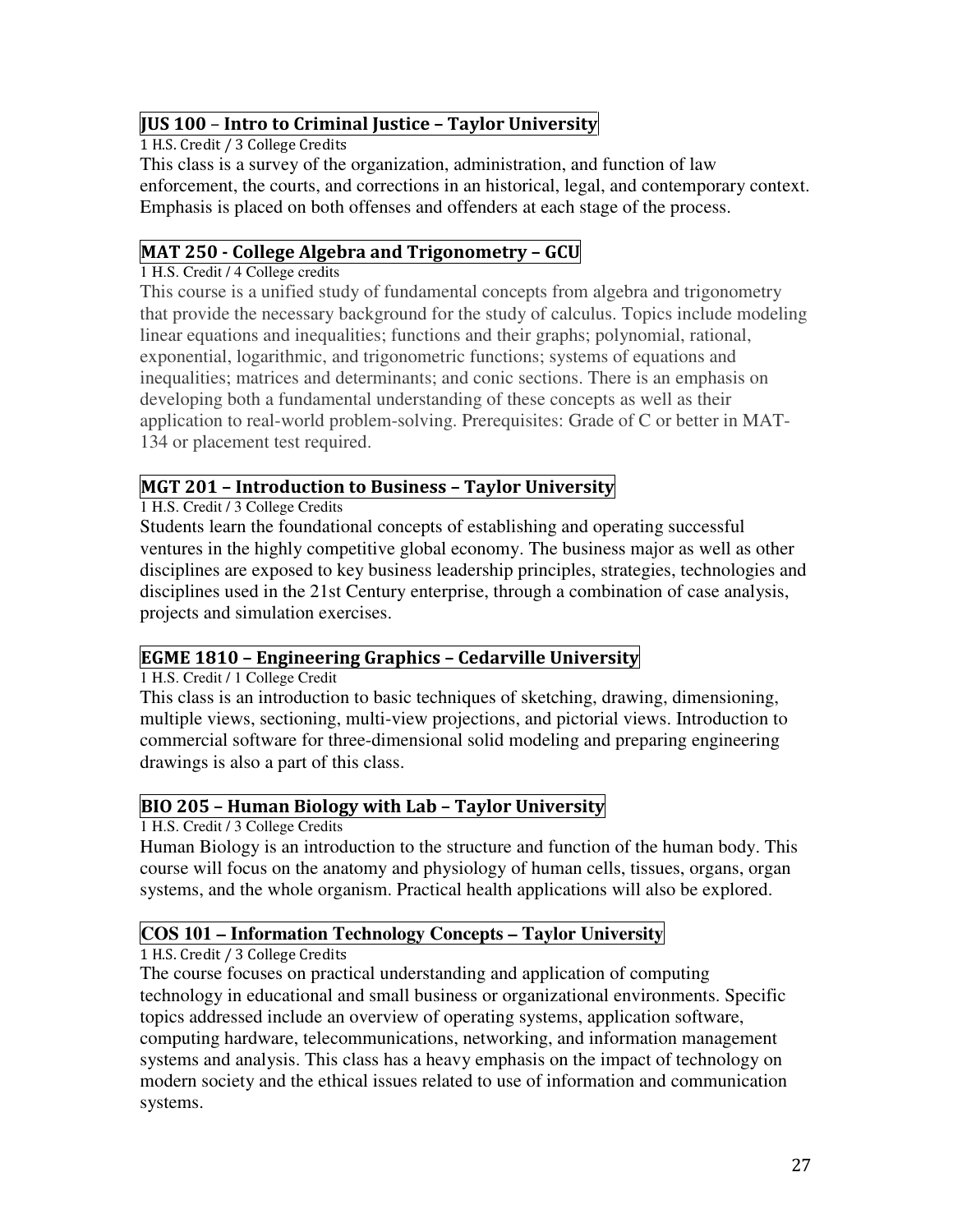### JUS 100 – Intro to Criminal Justice – Taylor University

1 H.S. Credit / 3 College Credits

This class is a survey of the organization, administration, and function of law enforcement, the courts, and corrections in an historical, legal, and contemporary context. Emphasis is placed on both offenses and offenders at each stage of the process.

### MAT 250 - College Algebra and Trigonometry – GCU

1 H.S. Credit / 4 College credits

This course is a unified study of fundamental concepts from algebra and trigonometry that provide the necessary background for the study of calculus. Topics include modeling linear equations and inequalities; functions and their graphs; polynomial, rational, exponential, logarithmic, and trigonometric functions; systems of equations and inequalities; matrices and determinants; and conic sections. There is an emphasis on developing both a fundamental understanding of these concepts as well as their application to real-world problem-solving. Prerequisites: Grade of C or better in MAT-134 or placement test required.

### MGT 201 – Introduction to Business – Taylor University

1 H.S. Credit / 3 College Credits

Students learn the foundational concepts of establishing and operating successful ventures in the highly competitive global economy. The business major as well as other disciplines are exposed to key business leadership principles, strategies, technologies and disciplines used in the 21st Century enterprise, through a combination of case analysis, projects and simulation exercises.

### EGME 1810 – Engineering Graphics – Cedarville University

1 H.S. Credit / 1 College Credit

This class is an introduction to basic techniques of sketching, drawing, dimensioning, multiple views, sectioning, multi-view projections, and pictorial views. Introduction to commercial software for three-dimensional solid modeling and preparing engineering drawings is also a part of this class.

### BIO 205 – Human Biology with Lab – Taylor University

1 H.S. Credit / 3 College Credits

Human Biology is an introduction to the structure and function of the human body. This course will focus on the anatomy and physiology of human cells, tissues, organs, organ systems, and the whole organism. Practical health applications will also be explored.

### COS 101 – Information Technology Concepts – Taylor University

1 H.S. Credit / 3 College Credits

The course focuses on practical understanding and application of computing technology in educational and small business or organizational environments. Specific topics addressed include an overview of operating systems, application software, computing hardware, telecommunications, networking, and information management systems and analysis. This class has a heavy emphasis on the impact of technology on modern society and the ethical issues related to use of information and communication systems.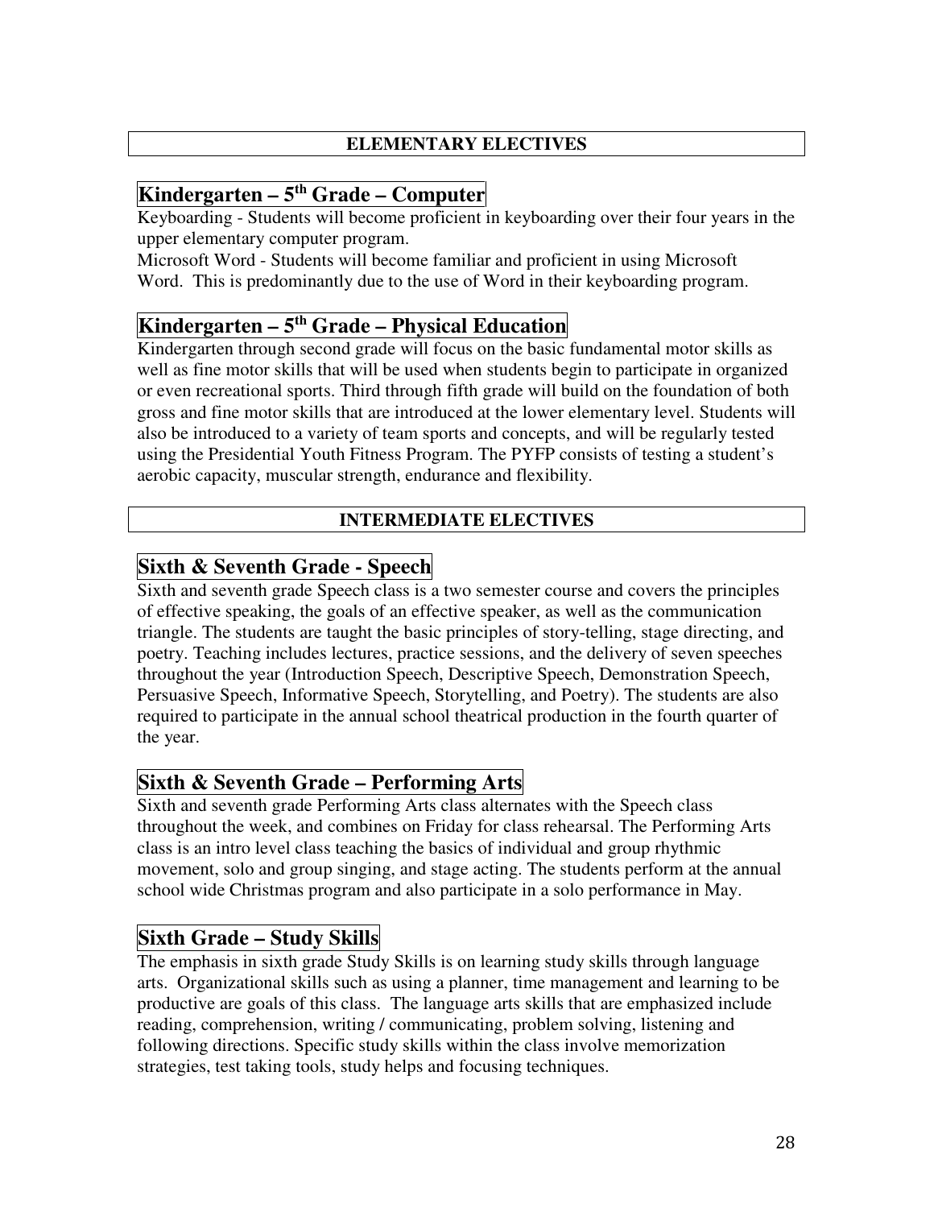## ELEMENTARY ELECTIVES

### Kindergarten – 5th Grade – Computer

Keyboarding - Students will become proficient in keyboarding over their four years in the upper elementary computer program.

Microsoft Word - Students will become familiar and proficient in using Microsoft Word. This is predominantly due to the use of Word in their keyboarding program.

### Kindergarten – 5th Grade – Physical Education

Kindergarten through second grade will focus on the basic fundamental motor skills as well as fine motor skills that will be used when students begin to participate in organized or even recreational sports. Third through fifth grade will build on the foundation of both gross and fine motor skills that are introduced at the lower elementary level. Students will also be introduced to a variety of team sports and concepts, and will be regularly tested using the Presidential Youth Fitness Program. The PYFP consists of testing a student's aerobic capacity, muscular strength, endurance and flexibility.

## INTERMEDIATE ELECTIVES

### Sixth & Seventh Grade - Speech

Sixth and seventh grade Speech class is a two semester course and covers the principles of effective speaking, the goals of an effective speaker, as well as the communication triangle. The students are taught the basic principles of story-telling, stage directing, and poetry. Teaching includes lectures, practice sessions, and the delivery of seven speeches throughout the year (Introduction Speech, Descriptive Speech, Demonstration Speech, Persuasive Speech, Informative Speech, Storytelling, and Poetry). The students are also required to participate in the annual school theatrical production in the fourth quarter of the year.

### Sixth & Seventh Grade – Performing Arts

Sixth and seventh grade Performing Arts class alternates with the Speech class throughout the week, and combines on Friday for class rehearsal. The Performing Arts class is an intro level class teaching the basics of individual and group rhythmic movement, solo and group singing, and stage acting. The students perform at the annual school wide Christmas program and also participate in a solo performance in May.

### Sixth Grade – Study Skills

The emphasis in sixth grade Study Skills is on learning study skills through language arts. Organizational skills such as using a planner, time management and learning to be productive are goals of this class. The language arts skills that are emphasized include reading, comprehension, writing / communicating, problem solving, listening and following directions. Specific study skills within the class involve memorization strategies, test taking tools, study helps and focusing techniques.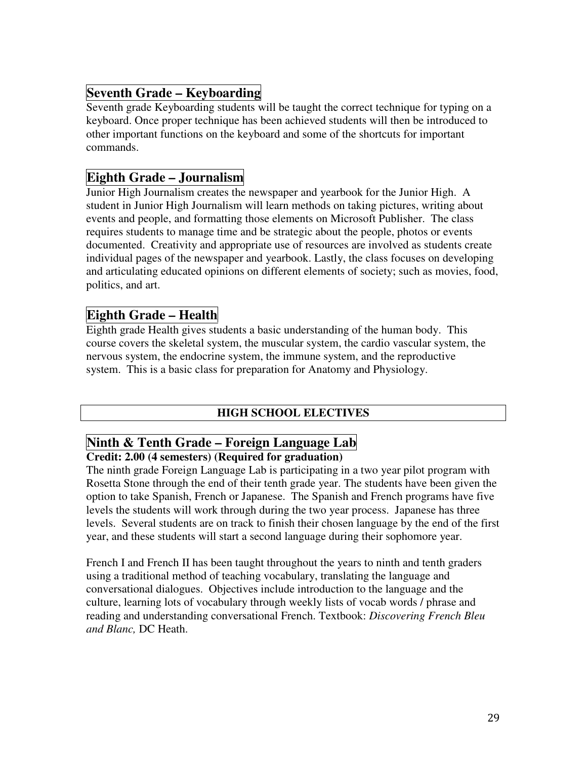## Seventh Grade – Keyboarding

Seventh grade Keyboarding students will be taught the correct technique for typing on a keyboard. Once proper technique has been achieved students will then be introduced to other important functions on the keyboard and some of the shortcuts for important commands.

## Eighth Grade – Journalism

Junior High Journalism creates the newspaper and yearbook for the Junior High. A student in Junior High Journalism will learn methods on taking pictures, writing about events and people, and formatting those elements on Microsoft Publisher. The class requires students to manage time and be strategic about the people, photos or events documented. Creativity and appropriate use of resources are involved as students create individual pages of the newspaper and yearbook. Lastly, the class focuses on developing and articulating educated opinions on different elements of society; such as movies, food, politics, and art.

## Eighth Grade – Health

Eighth grade Health gives students a basic understanding of the human body. This course covers the skeletal system, the muscular system, the cardio vascular system, the nervous system, the endocrine system, the immune system, and the reproductive system. This is a basic class for preparation for Anatomy and Physiology.

# HIGH SCHOOL ELECTIVES

## Ninth & Tenth Grade – Foreign Language Lab

**Credit: 2.00 (4 semesters) (Required for graduation)**

The ninth grade Foreign Language Lab is participating in a two year pilot program with Rosetta Stone through the end of their tenth grade year. The students have been given the option to take Spanish, French or Japanese. The Spanish and French programs have five levels the students will work through during the two year process. Japanese has three levels. Several students are on track to finish their chosen language by the end of the first year, and these students will start a second language during their sophomore year.

French I and French II has been taught throughout the years to ninth and tenth graders using a traditional method of teaching vocabulary, translating the language and conversational dialogues. Objectives include introduction to the language and the culture, learning lots of vocabulary through weekly lists of vocab words / phrase and reading and understanding conversational French. Textbook: *Discovering French Bleu and Blanc,* DC Heath.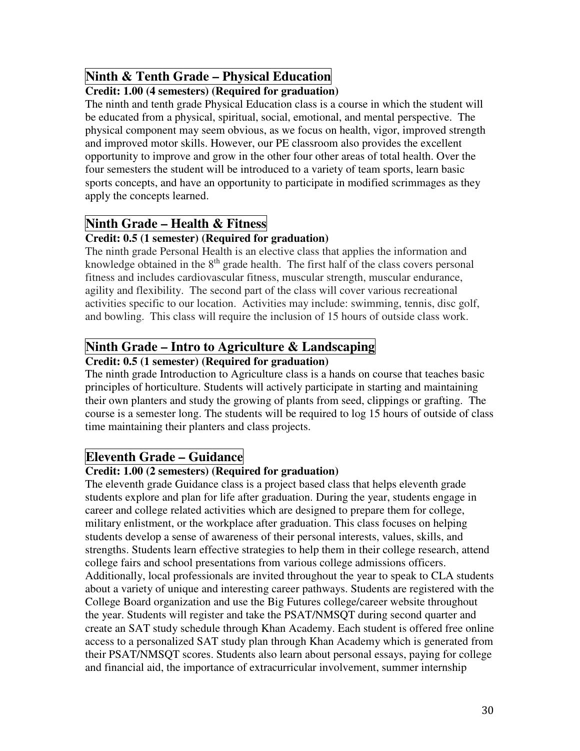## Ninth & Tenth Grade – Physical Education

**Credit: 1.00 (4 semesters) (Required for graduation)**

The ninth and tenth grade Physical Education class is a course in which the student will be educated from a physical, spiritual, social, emotional, and mental perspective. The physical component may seem obvious, as we focus on health, vigor, improved strength and improved motor skills. However, our PE classroom also provides the excellent opportunity to improve and grow in the other four other areas of total health. Over the four semesters the student will be introduced to a variety of team sports, learn basic sports concepts, and have an opportunity to participate in modified scrimmages as they apply the concepts learned.

## Ninth Grade – Health & Fitness

**Credit: 0.5 (1 semester) (Required for graduation)**

The ninth grade Personal Health is an elective class that applies the information and knowledge obtained in the 8th grade health. The first half of the class covers personal fitness and includes cardiovascular fitness, muscular strength, muscular endurance, agility and flexibility. The second part of the class will cover various recreational activities specific to our location. Activities may include: swimming, tennis, disc golf, and bowling. This class will require the inclusion of 15 hours of outside class work.

## Ninth Grade – Intro to Agriculture & Landscaping

**Credit: 0.5 (1 semester) (Required for graduation)**

The ninth grade Introduction to Agriculture class is a hands on course that teaches basic principles of horticulture. Students will actively participate in starting and maintaining their own planters and study the growing of plants from seed, clippings or grafting. The course is a semester long. The students will be required to log 15 hours of outside of class time maintaining their planters and class projects.

## Eleventh Grade – Guidance

**Credit: 1.00 (2 semesters) (Required for graduation)**

The eleventh grade Guidance class is a project based class that helps eleventh grade students explore and plan for life after graduation. During the year, students engage in career and college related activities which are designed to prepare them for college, military enlistment, or the workplace after graduation. This class focuses on helping students develop a sense of awareness of their personal interests, values, skills, and strengths. Students learn effective strategies to help them in their college research, attend college fairs and school presentations from various college admissions officers. Additionally, local professionals are invited throughout the year to speak to CLA students about a variety of unique and interesting career pathways. Students are registered with the College Board organization and use the Big Futures college/career website throughout the year. Students will register and take the PSAT/NMSQT during second quarter and create an SAT study schedule through Khan Academy. Each student is offered free online access to a personalized SAT study plan through Khan Academy which is generated from their PSAT/NMSQT scores. Students also learn about personal essays, paying for college and financial aid, the importance of extracurricular involvement, summer internship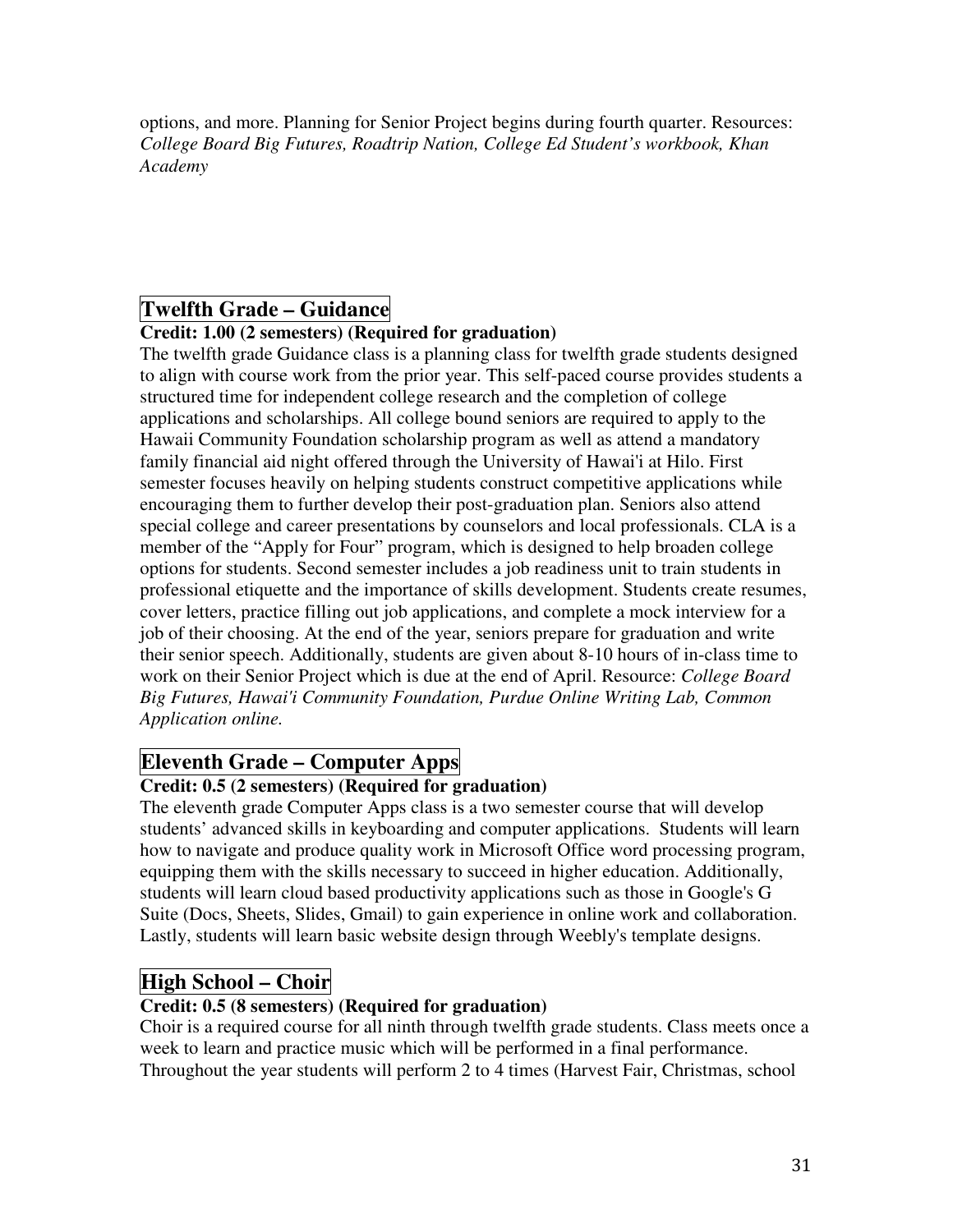options, and more. Planning for Senior Project begins during fourth quarter. Resources: *College Board Big Futures, Roadtrip Nation, College Ed Student's workbook, Khan Academy*

## Twelfth Grade – Guidance

**Credit: 1.00 (2 semesters) (Required for graduation)**

The twelfth grade Guidance class is a planning class for twelfth grade students designed to align with course work from the prior year. This self-paced course provides students a structured time for independent college research and the completion of college applications and scholarships. All college bound seniors are required to apply to the Hawaii Community Foundation scholarship program as well as attend a mandatory family financial aid night offered through the University of Hawai'i at Hilo. First semester focuses heavily on helping students construct competitive applications while encouraging them to further develop their post-graduation plan. Seniors also attend special college and career presentations by counselors and local professionals. CLA is a member of the "Apply for Four" program, which is designed to help broaden college options for students. Second semester includes a job readiness unit to train students in professional etiquette and the importance of skills development. Students create resumes, cover letters, practice filling out job applications, and complete a mock interview for a job of their choosing. At the end of the year, seniors prepare for graduation and write their senior speech. Additionally, students are given about 8-10 hours of in-class time to work on their Senior Project which is due at the end of April. Resource: *College Board Big Futures, Hawai'i Community Foundation, Purdue Online Writing Lab, Common Application online.*

## Eleventh Grade – Computer Apps

**Credit: 0.5 (2 semesters) (Required for graduation)**

The eleventh grade Computer Apps class is a two semester course that will develop students' advanced skills in keyboarding and computer applications. Students will learn how to navigate and produce quality work in Microsoft Office word processing program, equipping them with the skills necessary to succeed in higher education. Additionally, students will learn cloud based productivity applications such as those in Google's G Suite (Docs, Sheets, Slides, Gmail) to gain experience in online work and collaboration. Lastly, students will learn basic website design through Weebly's template designs.

## High School – Choir

**Credit: 0.5 (8 semesters) (Required for graduation)**

Choir is a required course for all ninth through twelfth grade students. Class meets once a week to learn and practice music which will be performed in a final performance. Throughout the year students will perform 2 to 4 times (Harvest Fair, Christmas, school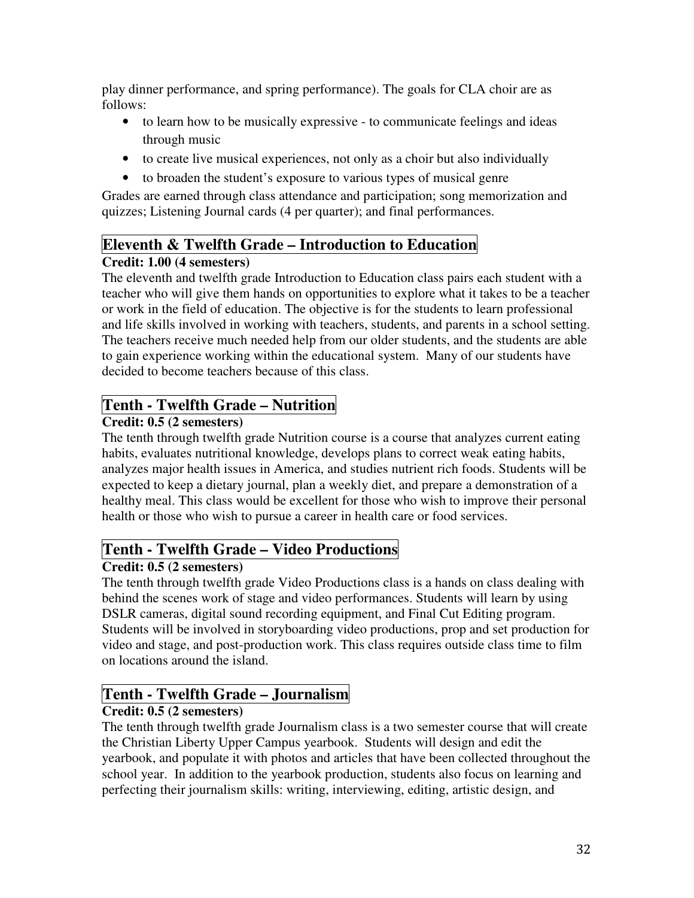play dinner performance, and spring performance). The goals for CLA choir are as follows:

- to learn how to be musically expressive - to communicate feelings and ideas through music
- to create live musical experiences, not only as a choir but also individually
- to broaden the student's exposure to various types of musical genre

Grades are earned through class attendance and participation; song memorization and quizzes; Listening Journal cards (4 per quarter); and final performances.

## Eleventh & Twelfth Grade – Introduction to Education

**Credit: 1.00 (4 semesters)**

The eleventh and twelfth grade Introduction to Education class pairs each student with a teacher who will give them hands on opportunities to explore what it takes to be a teacher or work in the field of education. The objective is for the students to learn professional and life skills involved in working with teachers, students, and parents in a school setting. The teachers receive much needed help from our older students, and the students are able to gain experience working within the educational system. Many of our students have decided to become teachers because of this class.

## Tenth - Twelfth Grade – Nutrition

**Credit: 0.5 (2 semesters)**

The tenth through twelfth grade Nutrition course is a course that analyzes current eating habits, evaluates nutritional knowledge, develops plans to correct weak eating habits, analyzes major health issues in America, and studies nutrient rich foods. Students will be expected to keep a dietary journal, plan a weekly diet, and prepare a demonstration of a healthy meal. This class would be excellent for those who wish to improve their personal health or those who wish to pursue a career in health care or food services.

## Tenth - Twelfth Grade – Video Productions

**Credit: 0.5 (2 semesters)**

The tenth through twelfth grade Video Productions class is a hands on class dealing with behind the scenes work of stage and video performances. Students will learn by using DSLR cameras, digital sound recording equipment, and Final Cut Editing program. Students will be involved in storyboarding video productions, prop and set production for video and stage, and post-production work. This class requires outside class time to film on locations around the island.

## Tenth - Twelfth Grade – Journalism

**Credit: 0.5 (2 semesters)**

The tenth through twelfth grade Journalism class is a two semester course that will create the Christian Liberty Upper Campus yearbook. Students will design and edit the yearbook, and populate it with photos and articles that have been collected throughout the school year. In addition to the yearbook production, students also focus on learning and perfecting their journalism skills: writing, interviewing, editing, artistic design, and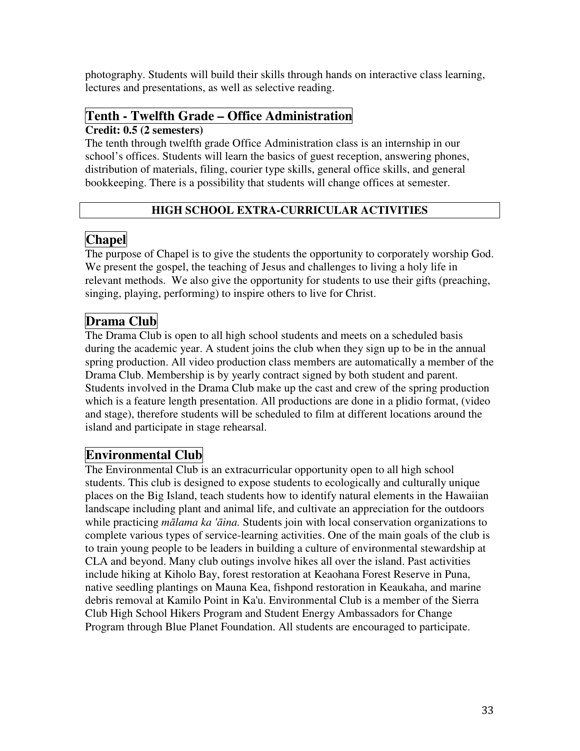photography. Students will build their skills through hands on interactive class learning, lectures and presentations, as well as selective reading.

## Tenth - Twelfth Grade – Office Administration

**Credit: 0.5 (2 semesters)**

The tenth through twelfth grade Office Administration class is an internship in our school's offices. Students will learn the basics of guest reception, answering phones, distribution of materials, filing, courier type skills, general office skills, and general bookkeeping. There is a possibility that students will change offices at semester.

# HIGH SCHOOL EXTRA-CURRICULAR ACTIVITIES

## Chapel

The purpose of Chapel is to give the students the opportunity to corporately worship God. We present the gospel, the teaching of Jesus and challenges to living a holy life in relevant methods. We also give the opportunity for students to use their gifts (preaching, singing, playing, performing) to inspire others to live for Christ.

## Drama Club

The Drama Club is open to all high school students and meets on a scheduled basis during the academic year. A student joins the club when they sign up to be in the annual spring production. All video production class members are automatically a member of the Drama Club. Membership is by yearly contract signed by both student and parent. Students involved in the Drama Club make up the cast and crew of the spring production which is a feature length presentation. All productions are done in a plidio format, (video and stage), therefore students will be scheduled to film at different locations around the island and participate in stage rehearsal.

## Environmental Club

The Environmental Club is an extracurricular opportunity open to all high school students. This club is designed to expose students to ecologically and culturally unique places on the Big Island, teach students how to identify natural elements in the Hawaiian landscape including plant and animal life, and cultivate an appreciation for the outdoors while practicing *mālama ka 'āina.* Students join with local conservation organizations to complete various types of service-learning activities. One of the main goals of the club is to train young people to be leaders in building a culture of environmental stewardship at CLA and beyond. Many club outings involve hikes all over the island. Past activities include hiking at Kiholo Bay, forest restoration at Keaohana Forest Reserve in Puna, native seedling plantings on Mauna Kea, fishpond restoration in Keaukaha, and marine debris removal at Kamilo Point in Ka'u. Environmental Club is a member of the Sierra Club High School Hikers Program and Student Energy Ambassadors for Change Program through Blue Planet Foundation. All students are encouraged to participate.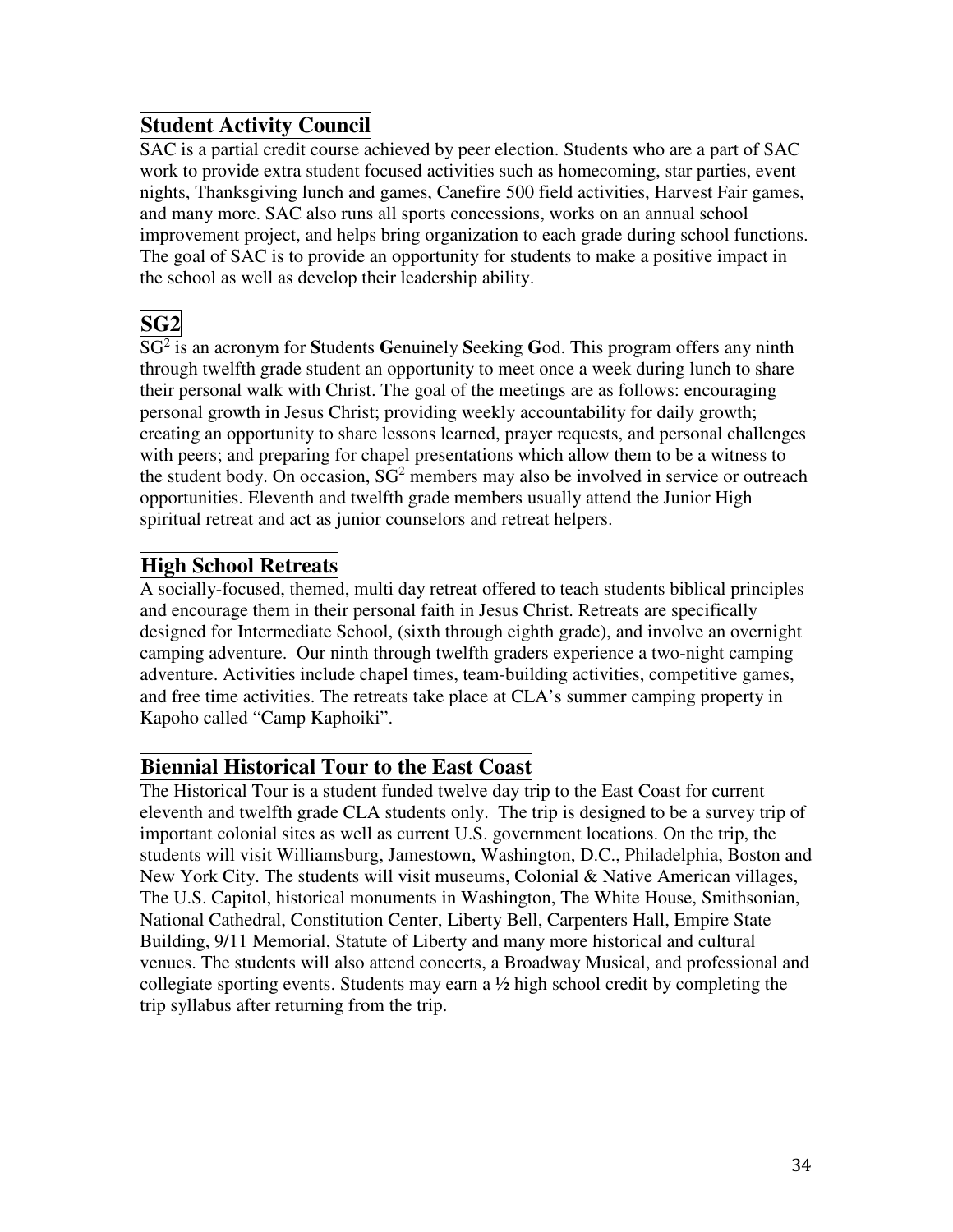## Student Activity Council

SAC is a partial credit course achieved by peer election. Students who are a part of SAC work to provide extra student focused activities such as homecoming, star parties, event nights, Thanksgiving lunch and games, Canefire 500 field activities, Harvest Fair games, and many more. SAC also runs all sports concessions, works on an annual school improvement project, and helps bring organization to each grade during school functions. The goal of SAC is to provide an opportunity for students to make a positive impact in the school as well as develop their leadership ability.

## SG2

$SG^2$ is an acronym for **S**tudents **G**enuinely **S**eeking **G**od. This program offers any ninth through twelfth grade student an opportunity to meet once a week during lunch to share their personal walk with Christ. The goal of the meetings are as follows: encouraging personal growth in Jesus Christ; providing weekly accountability for daily growth; creating an opportunity to share lessons learned, prayer requests, and personal challenges with peers; and preparing for chapel presentations which allow them to be a witness to the student body. On occasion, $SG^2$ members may also be involved in service or outreach opportunities. Eleventh and twelfth grade members usually attend the Junior High spiritual retreat and act as junior counselors and retreat helpers.

## High School Retreats

A socially-focused, themed, multi day retreat offered to teach students biblical principles and encourage them in their personal faith in Jesus Christ. Retreats are specifically designed for Intermediate School, (sixth through eighth grade), and involve an overnight camping adventure. Our ninth through twelfth graders experience a two-night camping adventure. Activities include chapel times, team-building activities, competitive games, and free time activities. The retreats take place at CLA's summer camping property in Kapoho called "Camp Kaphoiki".

## Biennial Historical Tour to the East Coast

The Historical Tour is a student funded twelve day trip to the East Coast for current eleventh and twelfth grade CLA students only. The trip is designed to be a survey trip of important colonial sites as well as current U.S. government locations. On the trip, the students will visit Williamsburg, Jamestown, Washington, D.C., Philadelphia, Boston and New York City. The students will visit museums, Colonial & Native American villages, The U.S. Capitol, historical monuments in Washington, The White House, Smithsonian, National Cathedral, Constitution Center, Liberty Bell, Carpenters Hall, Empire State Building, 9/11 Memorial, Statute of Liberty and many more historical and cultural venues. The students will also attend concerts, a Broadway Musical, and professional and collegiate sporting events. Students may earn a ½ high school credit by completing the trip syllabus after returning from the trip.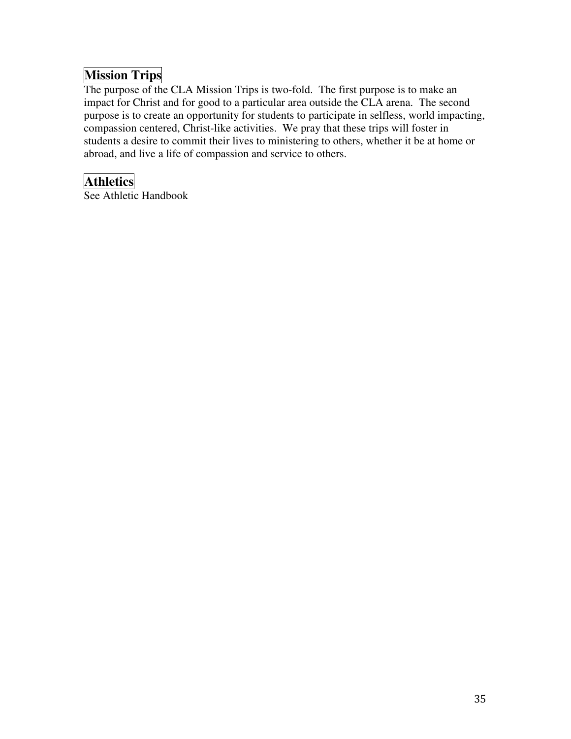## Mission Trips

The purpose of the CLA Mission Trips is two-fold. The first purpose is to make an impact for Christ and for good to a particular area outside the CLA arena. The second purpose is to create an opportunity for students to participate in selfless, world impacting, compassion centered, Christ-like activities. We pray that these trips will foster in students a desire to commit their lives to ministering to others, whether it be at home or abroad, and live a life of compassion and service to others.

## Athletics

See Athletic Handbook